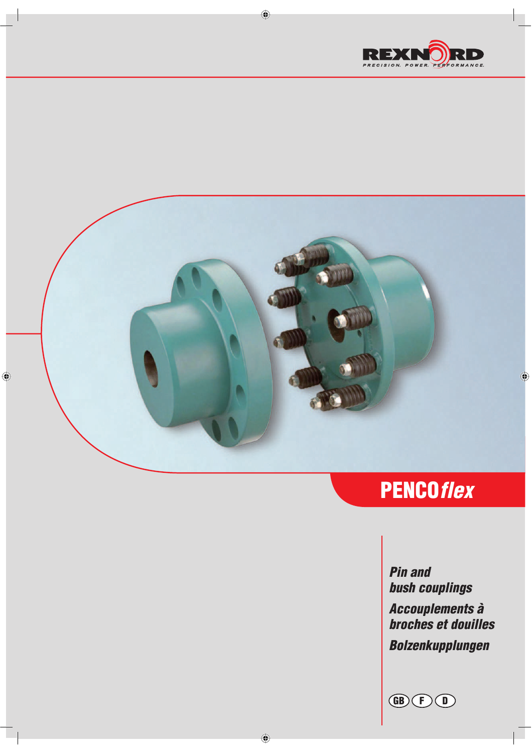REXNORD

PRECISION. POWER. PERFORMANCE.

# PENCO*flex*

***Pin and bush couplings***

***Accouplements à broches et douilles***

***Bolzenkupplungen***

GB F D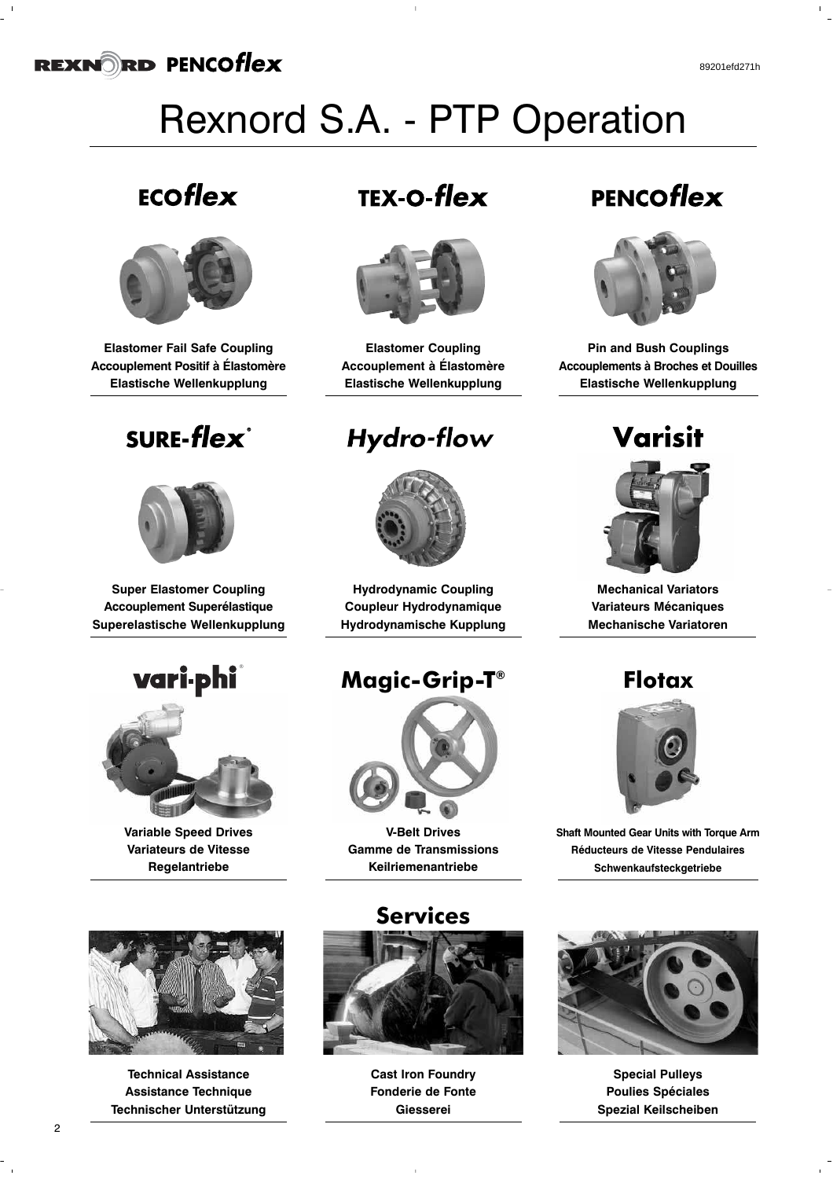# Rexnord S.A. - PTP Operation

## ECOflex

**Elastomer Fail Safe Coupling**
**Accouplement Positif à Élastomère**
**Elastische Wellenkupplung**

## TEX-O-flex

**Elastomer Coupling**
**Accouplement à Élastomère**
**Elastische Wellenkupplung**

## PENCOflex

**Pin and Bush Couplings**
**Accouplements à Broches et Douilles**
**Elastische Wellenkupplung**

## SURE-flex®

**Super Elastomer Coupling**
**Accouplement Superélastique**
**Superelastische Wellenkupplung**

## Hydro-flow

**Hydrodynamic Coupling**
**Coupleur Hydrodynamique**
**Hydrodynamische Kupplung**

## Varisit

**Mechanical Variators**
**Variateurs Mécaniques**
**Mechanische Variatoren**

## vari-phi®

**Variable Speed Drives**
**Variateurs de Vitesse**
**Regelantriebe**

## Magic-Grip-T®

**V-Belt Drives**
**Gamme de Transmissions**
**Keilriemenantriebe**

## Flotax

**Shaft Mounted Gear Units with Torque Arm**
**Réducteurs de Vitesse Pendulaires**
**Schwenkaufsteckgetriebe**

## Services

**Technical Assistance**
**Assistance Technique**
**Technischer Unterstützung**

**Cast Iron Foundry**
**Fonderie de Fonte**
**Giesserei**

**Special Pulleys**
**Poulies Spéciales**
**Spezial Keilscheiben**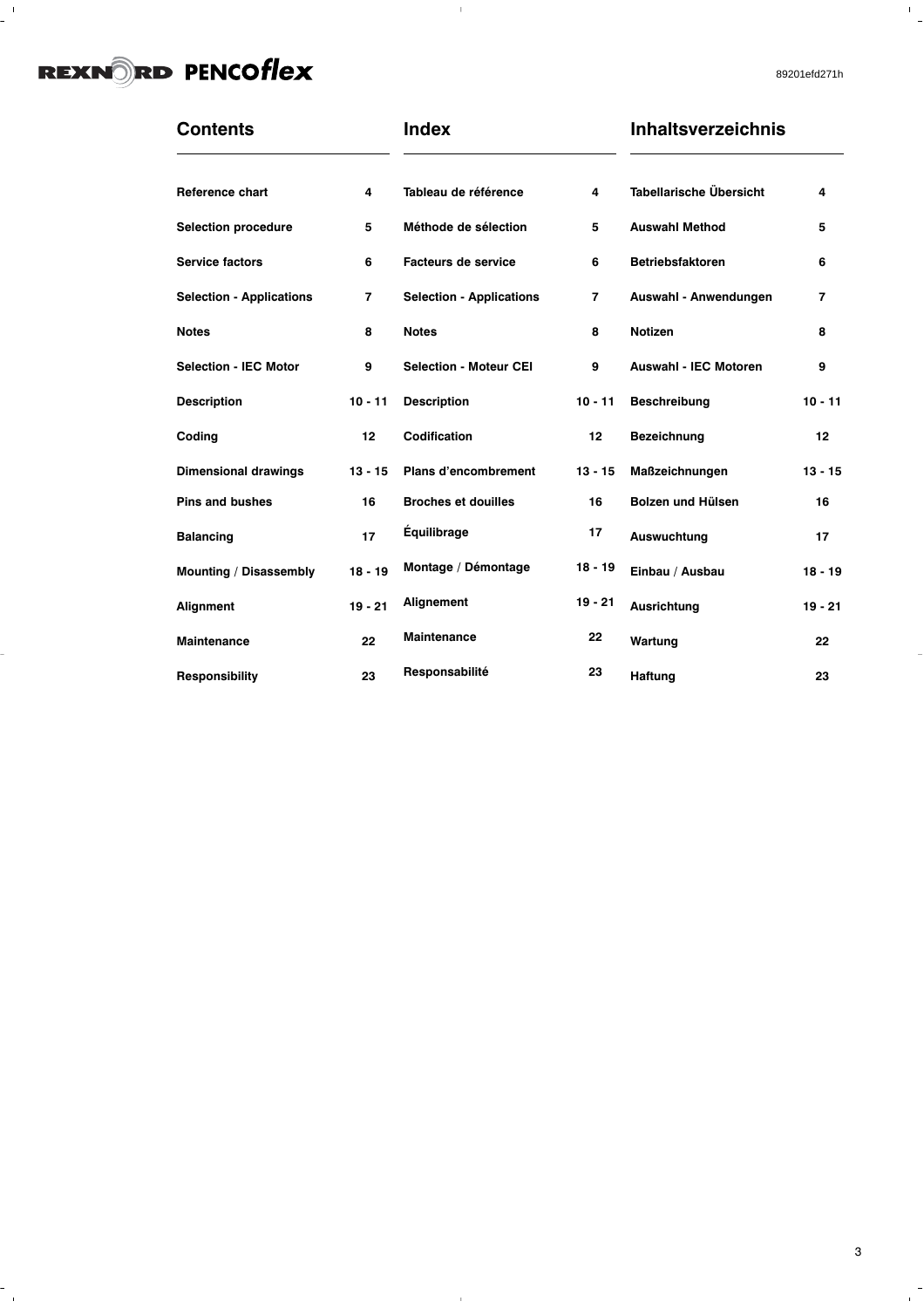| Contents | | Index | | Inhaltsverzeichnis | |
|---|---|---|---|---|---|
| **Reference chart** | **4** | **Tableau de référence** | **4** | **Tabellarische Übersicht** | **4** |
| **Selection procedure** | **5** | **Méthode de sélection** | **5** | **Auswahl Method** | **5** |
| **Service factors** | **6** | **Facteurs de service** | **6** | **Betriebsfaktoren** | **6** |
| **Selection - Applications** | **7** | **Selection - Applications** | **7** | **Auswahl - Anwendungen** | **7** |
| **Notes** | **8** | **Notes** | **8** | **Notizen** | **8** |
| **Selection - IEC Motor** | **9** | **Selection - Moteur CEI** | **9** | **Auswahl - IEC Motoren** | **9** |
| **Description** | **10 - 11** | **Description** | **10 - 11** | **Beschreibung** | **10 - 11** |
| **Coding** | **12** | **Codification** | **12** | **Bezeichnung** | **12** |
| **Dimensional drawings** | **13 - 15** | **Plans d'encombrement** | **13 - 15** | **Maßzeichnungen** | **13 - 15** |
| **Pins and bushes** | **16** | **Broches et douilles** | **16** | **Bolzen und Hülsen** | **16** |
| **Balancing** | **17** | **Équilibrage** | **17** | **Auswuchtung** | **17** |
| **Mounting / Disassembly** | **18 - 19** | **Montage / Démontage** | **18 - 19** | **Einbau / Ausbau** | **18 - 19** |
| **Alignment** | **19 - 21** | **Alignement** | **19 - 21** | **Ausrichtung** | **19 - 21** |
| **Maintenance** | **22** | **Maintenance** | **22** | **Wartung** | **22** |
| **Responsibility** | **23** | **Responsabilité** | **23** | **Haftung** | **23** |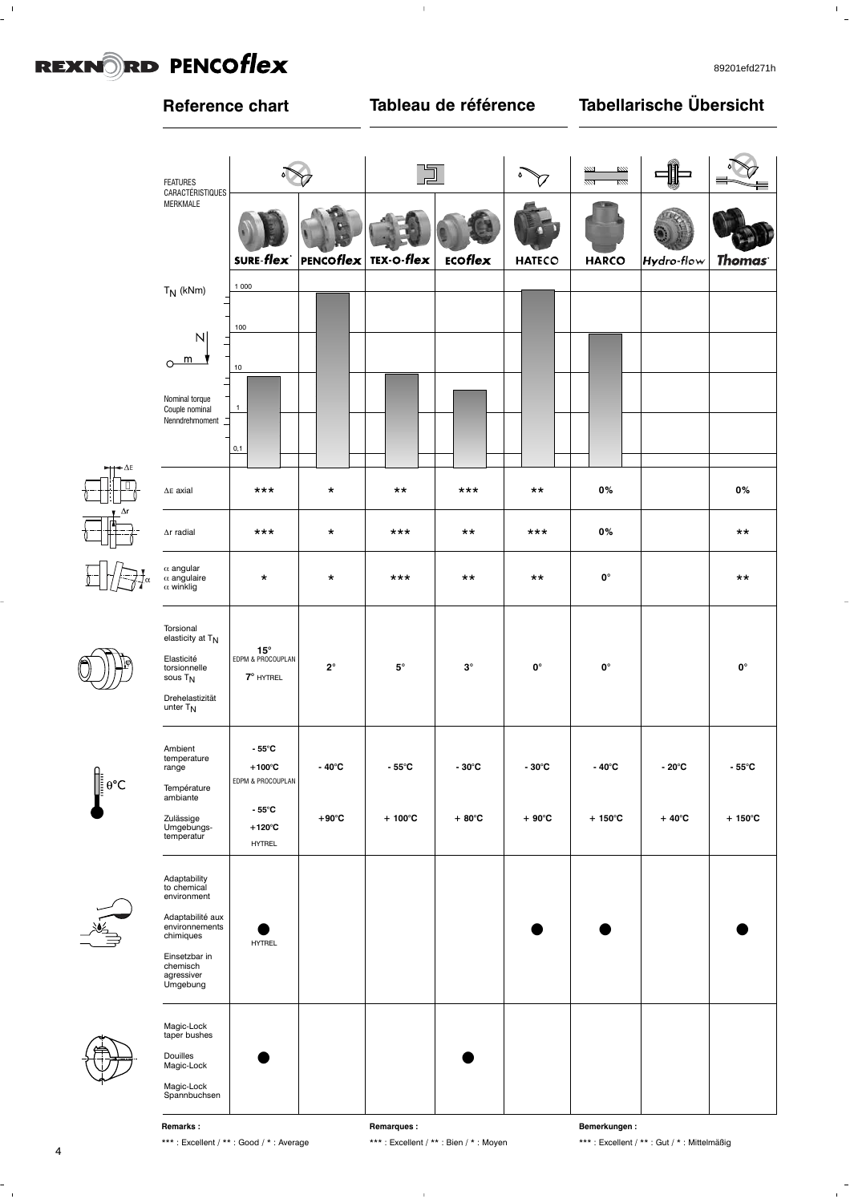## Reference chart

## Tableau de référence

## Tabellarische Übersicht

| FEATURES / CARACTÉRISTIQUES / MERKMALE | SURE-flex | PENCOflex | TEX-O-flex | ECOflex | HATECO | HARCO | Hydro-flow | Thomas |
|---|---|---|---|---|---|---|---|---|
| $T_N$ (kNm) Nominal torque / Couple nominal / Nenndrehmoment | | | | | | | | |
| ΔE axial | *** | * | ** | *** | ** | 0% | | 0% |
| Δr radial | *** | * | *** | ** | *** | 0% | | ** |
| α angular / α angulaire / α winklig | * | * | *** | ** | ** | 0° | | ** |
| Torsional elasticity at $T_N$ / Elasticité torsionnelle sous $T_N$ / Drehelastizität unter $T_N$ | 15° EDPM & PROCOUPLAN; 7° HYTREL | 2° | 5° | 3° | 0° | 0° | | 0° |
| Ambient temperature range / Température ambiante / Zulässige Umgebungs-temperatur | - 55°C +100°C EDPM & PROCOUPLAN; - 55°C +120°C HYTREL | - 40°C +90°C | - 55°C + 100°C | - 30°C + 80°C | - 30°C + 90°C | - 40°C + 150°C | - 20°C + 40°C | - 55°C + 150°C |
| Adaptability to chemical environment / Adaptabilité aux environnements chimiques / Einsetzbar in chemisch agressiver Umgebung | ● HYTREL | | | | ● | ● | | ● |
| Magic-Lock taper bushes / Douilles Magic-Lock / Magic-Lock Spannbuchsen | ● | | | ● | | | | |

**Remarks :**

*** : Excellent / ** : Good / * : Average

**Remarques :**

*** : Excellent / ** : Bien / * : Moyen

**Bemerkungen :**

*** : Excellent / ** : Gut / * : Mittelmäßig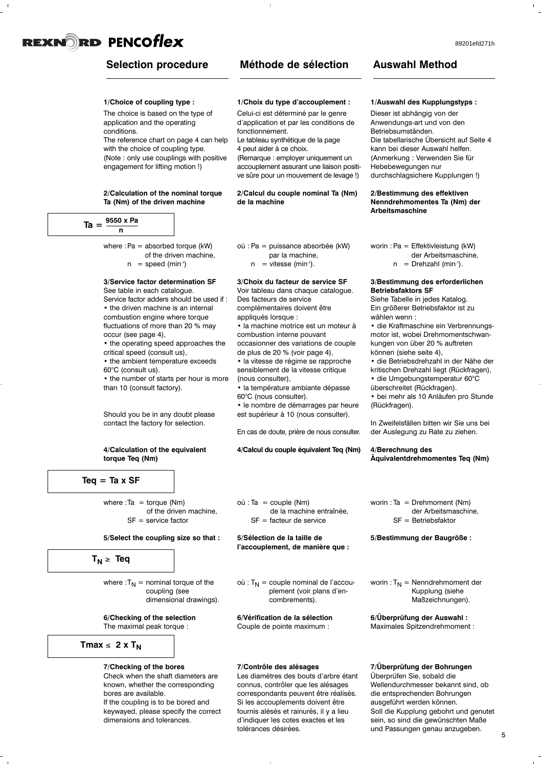# Selection procedure

### 1/Choice of coupling type :

The choice is based on the type of application and the operating conditionens.
The reference chart on page 4 can help with the choice of coupling type.
(Note : only use couplings with positive engagement for lifting motion !)

### 2/Calculation of the nominal torque Ta (Nm) of the driven machine

$$Ta = \frac{9550 \times Pa}{n}$$

where : Pa = absorbed torque (kW) of the driven machine,
n = speed ($min^{-1}$)

### 3/Service factor determination SF

See table in each catalogue.
Service factor adders should be used if :

- the driven machine is an internal combustion engine where torque fluctuations of more than 20 % may occur (see page 4),
- the operating speed approaches the critical speed (consult us),
- the ambient temperature exceeds 60°C (consult us).
- the number of starts per hour is more than 10 (consult factory).

Should you be in any doubt please contact the factory for selection.

### 4/Calculation of the equivalent torque Teq (Nm)

$$Teq = Ta \times SF$$

where : Ta = torque (Nm) of the driven machine,
SF = service factor

### 5/Select the coupling size so that :

$$T_N \geq Teq$$

where : $T_N$ = nominal torque of the coupling (see dimensional drawings).

### 6/Checking of the selection

The maximal peak torque :

$$Tmax \leq 2 \times T_N$$

### 7/Checking of the bores

Check when the shaft diameters are known, whether the corresponding bores are available.
If the coupling is to be bored and keywayed, please specify the correct dimensions and tolerances.

# Méthode de sélection

### 1/Choix du type d'accouplement :

Celui-ci est déterminé par le genre d'application et par les conditions de fonctionnement.
Le tableau synthétique de la page 4 peut aider à ce choix.
(Remarque : employer uniquement un accouplement assurant une liaison positive sûre pour un mouvement de levage !)

### 2/Calcul du couple nominal Ta (Nm) de la machine

où : Pa = puissance absorbée (kW) par la machine,
n = vitesse ($min^{-1}$).

### 3/Choix du facteur de service SF

Voir tableau dans chaque catalogue.
Des facteurs de service complémentaires doivent être appliqués lorsque :

- la machine motrice est un moteur à combustion interne pouvant occasionner des variations de couple de plus de 20 % (voir page 4),
- la vitesse de régime se rapproche sensiblement de la vitesse critique (nous consulter),
- la température ambiante dépasse 60°C (nous consulter).
- le nombre de démarrages par heure est supérieur à 10 (nous consulter).

En cas de doute, prière de nous consulter.

### 4/Calcul du couple équivalent Teq (Nm)

où : Ta = couple (Nm) de la machine entraînée,
SF = facteur de service

### 5/Sélection de la taille de l'accouplement, de manière que :

où : $T_N$ = couple nominal de l'accouplement (voir plans d'encombrements).

### 6/Vérification de la sélection

Couple de pointe maximum :

### 7/Contrôle des alésages

Les diamètres des bouts d'arbre étant connus, contrôler que les alésages correspondants peuvent être réalisés.
Si les accouplements doivent être fournis alésés et rainurés, il y a lieu d'indiquer les cotes exactes et les tolérances désirées.

# Auswahl Method

### 1/Auswahl des Kupplungstyps :

Dieser ist abhängig von der Anwendungs-art und von den Betriebsumständen.
Die tabellarische Übersicht auf Seite 4 kann bei dieser Auswahl helfen.
(Anmerkung : Verwenden Sie für Hebebewegungen nur durchschlagsichere Kupplungen !)

### 2/Bestimmung des effektiven Nenndrehmomentes Ta (Nm) der Arbeitsmaschine

worin : Pa = Effektivleistung (kW) der Arbeitsmaschine,
n = Drehzahl ($min^{-1}$).

### 3/Bestimmung des erforderlichen Betriebsfaktors SF

Siehe Tabelle in jedes Katalog.
Ein größerer Betriebsfaktor ist zu wählen wenn :

- die Kraftmaschine ein Verbrennungsmotor ist, wobei Drehmomentschwankungen von über 20 % auftreten können (siehe seite 4),
- die Betriebsdrehzahl in der Nähe der kritischen Drehzahl liegt (Rückfragen),
- die Umgebungstemperatur 60°C überschreitet (Rückfragen).
- bei mehr als 10 Anläufen pro Stunde (Rückfragen).

In Zweifelsfällen bitten wir Sie uns bei der Auslegung zu Rate zu ziehen.

### 4/Berechnung des Äquivalentdrehmomentes Teq (Nm)

worin : Ta = Drehmoment (Nm) der Arbeitsmaschine,
SF = Betriebsfaktor

### 5/Bestimmung der Baugröße :

worin : $T_N$ = Nenndrehmoment der Kupplung (siehe Maßzeichnungen).

### 6/Überprüfung der Auswahl :

Maximales Spitzendrehmoment :

### 7/Überprüfung der Bohrungen

Überprüfen Sie, sobald die Wellendurchmesser bekannt sind, ob die entsprechenden Bohrungen ausgeführt werden können.
Soll die Kupplung gebohrt und genutet sein, so sind die gewünschten Maße und Passungen genau anzugeben.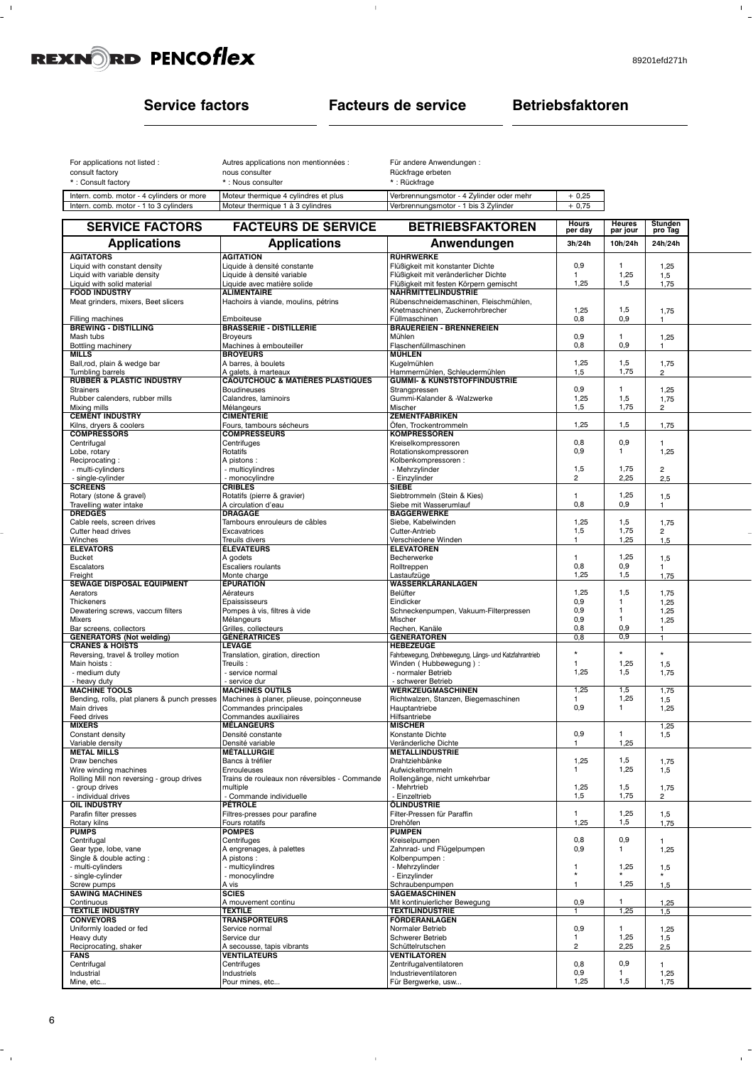## Service factors | Facteurs de service | Betriebsfaktoren

| | | | |
|---|---|---|---|
| For applications not listed : consult factory | Autres applications non mentionnées : nous consulter | Für andere Anwendungen : Rückfrage erbeten | |
| * : Consult factory | * : Nous consulter | * : Rückfrage | |
| Intern. comb. motor - 4 cylinders or more | Moteur thermique 4 cylindres et plus | Verbrennungsmotor - 4 Zylinder oder mehr | + 0,25 |
| Intern. comb. motor - 1 to 3 cylinders | Moteur thermique 1 à 3 cylindres | Verbrennungsmotor - 1 bis 3 Zylinder | + 0,75 |

| SERVICE FACTORS | FACTEURS DE SERVICE | BETRIEBSFAKTOREN | Hours per day | Heures par jour | Stunden pro Tag |
|---|---|---|---|---|---|
| **Applications** | **Applications** | **Anwendungen** | **3h/24h** | **10h/24h** | **24h/24h** |
| **AGITATORS** | **AGITATION** | **RÜHRWERKE** | | | |
| Liquid with constant density | Liquide à densité constante | Flüßigkeit mit konstanter Dichte | 0,9 | 1 | 1,25 |
| Liquid with variable density | Liquide à densité variable | Flüßigkeit mit veränderlicher Dichte | 1 | 1,25 | 1,5 |
| Liquid with solid material | Liquide avec matière solide | Flüßigkeit mit festen Körpern gemischt | 1,25 | 1,5 | 1,75 |
| **FOOD INDUSTRY** | **ALIMENTAIRE** | **NAHRMITTELINDUSTRIE** | | | |
| Meat grinders, mixers, Beet slicers | Hachoirs à viande, moulins, pétrins | Rübenschneidemaschinen, Fleischmühlen, Knetmaschinen, Zuckerrohrbrecher | 1,25 | 1,5 | 1,75 |
| Filling machines | Emboiteuse | Füllmaschinen | 0,8 | 0,9 | 1 |
| **BREWING - DISTILLING** | **BRASSERIE - DISTILLERIE** | **BRAUEREIEN - BRENNEREIEN** | | | |
| Mash tubs | Broyeurs | Mühlen | 0,9 | 1 | 1,25 |
| Bottling machinery | Machines à embouteiller | Flaschenfüllmaschinen | 0,8 | 0,9 | 1 |
| **MILLS** | **BROYEURS** | **MÜHLEN** | | | |
| Ball,rod, plain & wedge bar | A barres, à boulets | Kugelmühlen | 1,25 | 1,5 | 1,75 |
| Tumbling barrels | A galets, à marteaux | Hammermühlen, Schleudermühlen | 1,5 | 1,75 | 2 |
| **RUBBER & PLASTIC INDUSTRY** | **CAOUTCHOUC & MATIÈRES PLASTIQUES** | **GUMMI- & KUNSTSTOFFINDUSTRIE** | | | |
| Strainers | Boudineuses | Strangpressen | 0,9 | 1 | 1,25 |
| Rubber calenders, rubber mills | Calandres, laminoirs | Gummi-Kalander & -Walzwerke | 1,25 | 1,5 | 1,75 |
| Mixing mills | Mélangeurs | Mischer | 1,5 | 1,75 | 2 |
| **CEMENT INDUSTRY** | **CIMENTERIE** | **ZEMENTFABRIKEN** | | | |
| Kilns, dryers & coolers | Fours, tambours sécheurs | Öfen, Trockentrommeln | 1,25 | 1,5 | 1,75 |
| **COMPRESSORS** | **COMPRESSEURS** | **KOMPRESSOREN** | | | |
| Centrifugal | Centrifuges | Kreiselkompressoren | 0,8 | 0,9 | 1 |
| Lobe, rotary | Rotatifs | Rotationskompressoren | 0,9 | 1 | 1,25 |
| Reciprocating : | A pistons : | Kolbenkompressoren : | | | |
| - multi-cylinders | - multicylindres | - Mehrzylinder | 1,5 | 1,75 | 2 |
| - single-cylinder | - monocylindre | - Einzylinder | 2 | 2,25 | 2,5 |
| **SCREENS** | **CRIBLES** | **SIEBE** | | | |
| Rotary (stone & gravel) | Rotatifs (pierre & gravier) | Siebtrommeln (Stein & Kies) | 1 | 1,25 | 1,5 |
| Travelling water intake | A circulation d'eau | Siebe mit Wasserumlauf | 0,8 | 0,9 | 1 |
| **DREDGES** | **DRAGAGE** | **BAGGERWERKE** | | | |
| Cable reels, screen drives | Tambours enrouleurs de câbles | Siebe, Kabelwinden | 1,25 | 1,5 | 1,75 |
| Cutter head drives | Excavatrices | Cutter-Antrieb | 1,5 | 1,75 | 2 |
| Winches | Treuils divers | Verschiedene Winden | 1 | 1,25 | 1,5 |
| **ELEVATORS** | **ÉLÉVATEURS** | **ELEVATOREN** | | | |
| Bucket | A godets | Becherwerke | 1 | 1,25 | 1,5 |
| Escalators | Escaliers roulants | Rolltreppen | 0,8 | 0,9 | 1 |
| Freight | Monte charge | Lastaufzüge | 1,25 | 1,5 | 1,75 |
| **SEWAGE DISPOSAL EQUIPMENT** | **ÉPURATION** | **WASSERKLÄRANLAGEN** | | | |
| Aerators | Aérateurs | Belüfter | 1,25 | 1,5 | 1,75 |
| Thickeners | Epaississeurs | Eindicker | 0,9 | 1 | 1,25 |
| Dewatering screws, vaccum filters | Pompes à vis, filtres à vide | Schneckenpumpen, Vakuum-Filterpressen | 0,9 | 1 | 1,25 |
| Mixers | Mélangeurs | Mischer | 0,9 | 1 | 1,25 |
| Bar screens, collectors | Grilles, collecteurs | Rechen, Kanäle | 0,8 | 0,9 | 1 |
| **GENERATORS (Not welding)** | **GÉNÉRATRICES** | **GENERATOREN** | 0,8 | 0,9 | 1 |
| **CRANES & HOISTS** | **LEVAGE** | **HEBEZEUGE** | | | |
| Reversing, travel & trolley motion | Translation, giration, direction | Fahrbewegung, Drehbewegung, Längs- und Katzfahrantrieb | * | * | * |
| Main hoists : | Treuils : | Winden ( Hubbewegung ) : | | | |
| - medium duty | - service normal | - normaler Betrieb | 1 | 1,25 | 1,5 |
| - heavy duty | - service dur | - schwerer Betrieb | 1,25 | 1,5 | 1,75 |
| **MACHINE TOOLS** | **MACHINES OUTILS** | **WERKZEUGMASCHINEN** | 1,25 | 1,5 | 1,75 |
| Bending, rolls, plat planers & punch presses | Machines à planer, plieuse, poinçonneuse | Richtwalzen, Stanzen, Biegemaschinen | 1 | 1,25 | 1,5 |
| Main drives | Commandes principales | Hauptantriebe | 0,9 | 1 | 1,25 |
| Feed drives | Commandes auxiliaires | Hilfsantriebe | | | |
| **MIXERS** | **MÉLANGEURS** | **MISCHER** | | | 1,25 |
| Constant density | Densité constante | Konstante Dichte | 0,9 | 1 | 1,5 |
| Variable density | Densité variable | Veränderliche Dichte | 1 | 1,25 | |
| **METAL MILLS** | **MÉTALLURGIE** | **METALLINDUSTRIE** | | | |
| Draw benches | Bancs à tréfiler | Drahtziehbänke | 1,25 | 1,5 | 1,75 |
| Wire winding machines | Enrouleuses | Aufwickeltrommeln | 1 | 1,25 | 1,5 |
| Rolling Mill non reversing - group drives | Trains de rouleaux non réversibles - Commande multiple | Rollengänge, nicht umkehrbar - Mehrtrieb | 1,25 | 1,5 | 1,75 |
| - individual drives | - Commande individuelle | - Einzeltrieb | 1,5 | 1,75 | 2 |
| **OIL INDUSTRY** | **PÉTROLE** | **ÖLINDUSTRIE** | | | |
| Parafin filter presses | Filtres-presses pour parafine | Filter-Pressen für Paraffin | 1 | 1,25 | 1,5 |
| Rotary kilns | Fours rotatifs | Drehöfen | 1,25 | 1,5 | 1,75 |
| **PUMPS** | **POMPES** | **PUMPEN** | | | |
| Centrifugal | Centrifuges | Kreiselpumpen | 0,8 | 0,9 | 1 |
| Gear type, lobe, vane | A engrenages, à palettes | Zahnrad- und Flügelpumpen | 0,9 | 1 | 1,25 |
| Single & double acting : | A pistons : | Kolbenpumpen : | | | |
| - multi-cylinders | - multicylindres | - Mehrzylinder | 1 | 1,25 | 1,5 |
| - single-cylinder | - monocylindre | - Einzylinder | * | * | * |
| Screw pumps | A vis | Schraubenpumpen | 1 | 1,25 | 1,5 |
| **SAWING MACHINES** | **SCIES** | **SÄGEMASCHINEN** | | | |
| Continuous | A mouvement continu | Mit kontinuierlicher Bewegung | 0,9 | 1 | 1,25 |
| **TEXTILE INDUSTRY** | **TEXTILE** | **TEXTILINDUSTRIE** | 1 | 1,25 | 1,5 |
| **CONVEYORS** | **TRANSPORTEURS** | **FÖRDERANLAGEN** | | | |
| Uniformly loaded or fed | Service normal | Normaler Betrieb | 0,9 | 1 | 1,25 |
| Heavy duty | Service dur | Schwerer Betrieb | 1 | 1,25 | 1,5 |
| Reciprocating, shaker | A secousse, tapis vibrants | Schüttelrutschen | 2 | 2,25 | 2,5 |
| **FANS** | **VENTILATEURS** | **VENTILATOREN** | | | |
| Centrifugal | Centrifuges | Zentrifugalventilatoren | 0,8 | 0,9 | 1 |
| Industrial | Industriels | Industrieventilatoren | 0,9 | 1 | 1,25 |
| Mine, etc... | Pour mines, etc... | Für Bergwerke, usw... | 1,25 | 1,5 | 1,75 |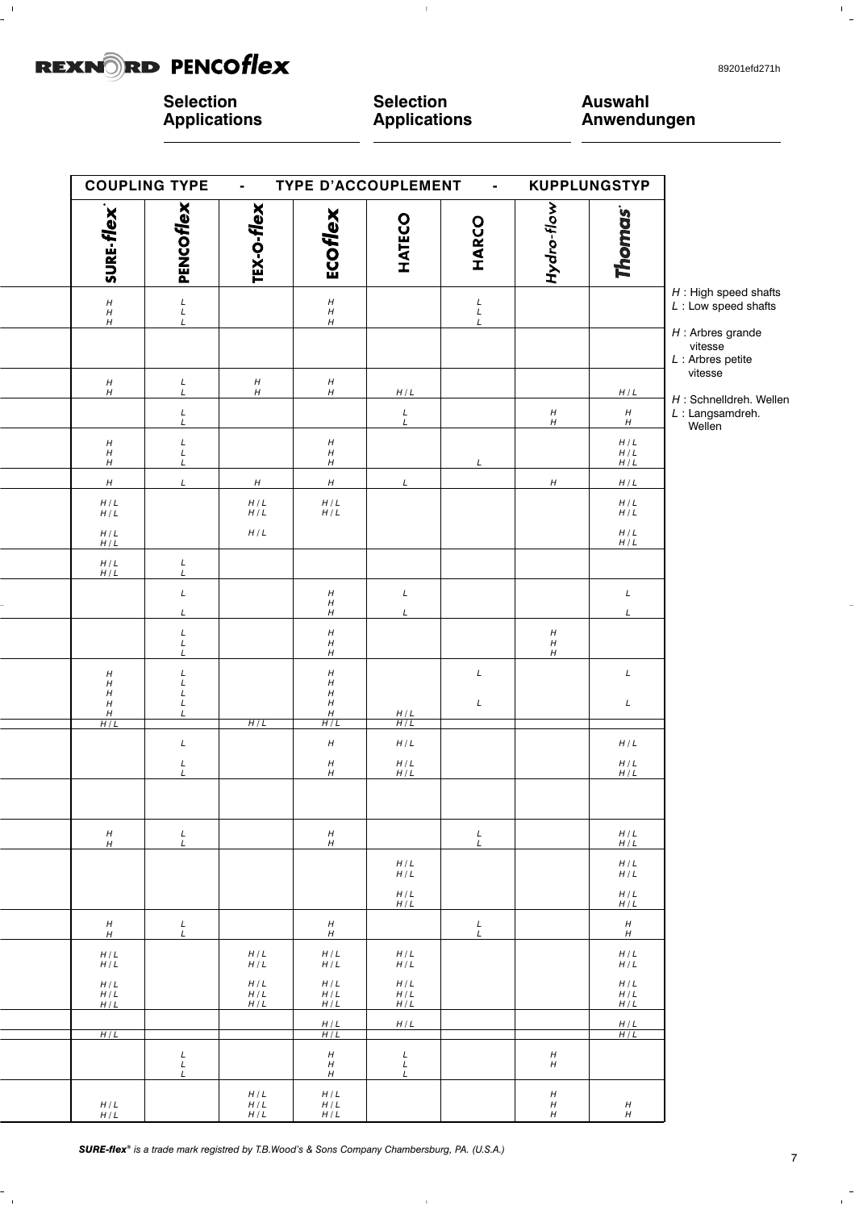# Selection Applications

## Selection Applications

## Auswahl Anwendungen

| COUPLING TYPE - TYPE D'ACCOUPLEMENT - KUPPLUNGSTYP | | | | | | | |
|---|---|---|---|---|---|---|---|
| SURE-flex® | PENCOflex | TEX-O-flex | ECOflex | HATECO | HARCO | Hydro-flow | Thomas® |
| H | L | | H | | L | | |
| H | L | | H | | L | | |
| H | L | | H | | L | | |
| | | | | | | | |
| H | L | H | H | | | | |
| H | L | H | H | H / L | | | H / L |
| | L | | | L | | H | H |
| | L | | | L | | H | H |
| H | L | | H | | | | H / L |
| H | L | | H | | | | H / L |
| H | L | | H | | L | | H / L |
| H | L | H | H | L | | H | H / L |
| H / L | | H / L | H / L | | | | H / L |
| H / L | | H / L | H / L | | | | H / L |
| H / L | | H / L | | | | | H / L |
| H / L | | | | | | | H / L |
| H / L | L | | | | | | |
| H / L | L | | | | | | |
| | L | | H | L | | | L |
| | | | H | | | | |
| | L | | H | L | | | L |
| | L | | H | | | H | |
| | L | | H | | | H | |
| | L | | H | | | H | |
| H | L | | H | | L | | L |
| H | L | | H | | | | |
| H | L | | H | | | | |
| H | L | | H | | L | | L |
| H | L | | H | H / L | | | |
| H / L | | H / L | H / L | H / L | | | |
| | L | | H | H / L | | | H / L |
| | L | | H | H / L | | | H / L |
| | L | | H | H / L | | | H / L |
| | | | | | | | |
| H | L | | H | | L | | H / L |
| H | L | | H | | L | | H / L |
| | | | | H / L | | | H / L |
| | | | | H / L | | | H / L |
| | | | | H / L | | | H / L |
| | | | | H / L | | | H / L |
| H | L | | H | | L | | H |
| H | L | | H | | L | | H |
| H / L | | H / L | H / L | H / L | | | H / L |
| H / L | | H / L | H / L | H / L | | | H / L |
| H / L | | H / L | H / L | H / L | | | H / L |
| H / L | | H / L | H / L | H / L | | | H / L |
| H / L | | H / L | H / L | H / L | | | H / L |
| | | | H / L | H / L | | | H / L |
| H / L | | | H / L | | | | H / L |
| | L | | H | L | | H | |
| | L | | H | L | | H | |
| | L | | H | L | | | |
| | | H / L | H / L | | | H | |
| H / L | | H / L | H / L | | | H | H |
| H / L | | H / L | H / L | | | H | H |

*H* : High speed shafts
*L* : Low speed shafts

*H* : Arbres grande vitesse
*L* : Arbres petite vitesse

*H* : Schnelldreh. Wellen
*L* : Langsamdreh. Wellen

***SURE-flex***® *is a trade mark registred by T.B.Wood's & Sons Company Chambersburg, PA. (U.S.A.)*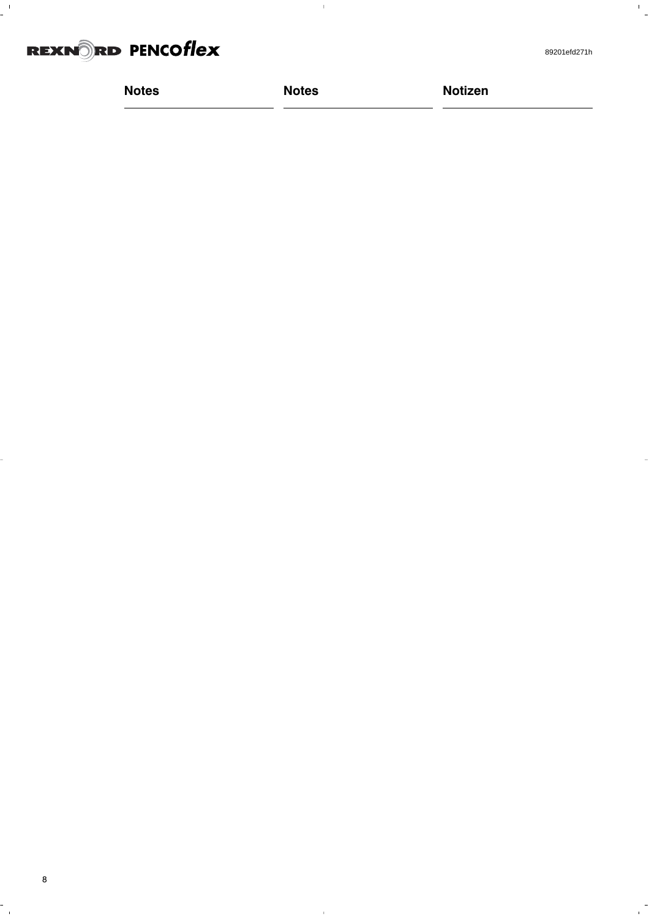## Notes

## Notes

## Notizen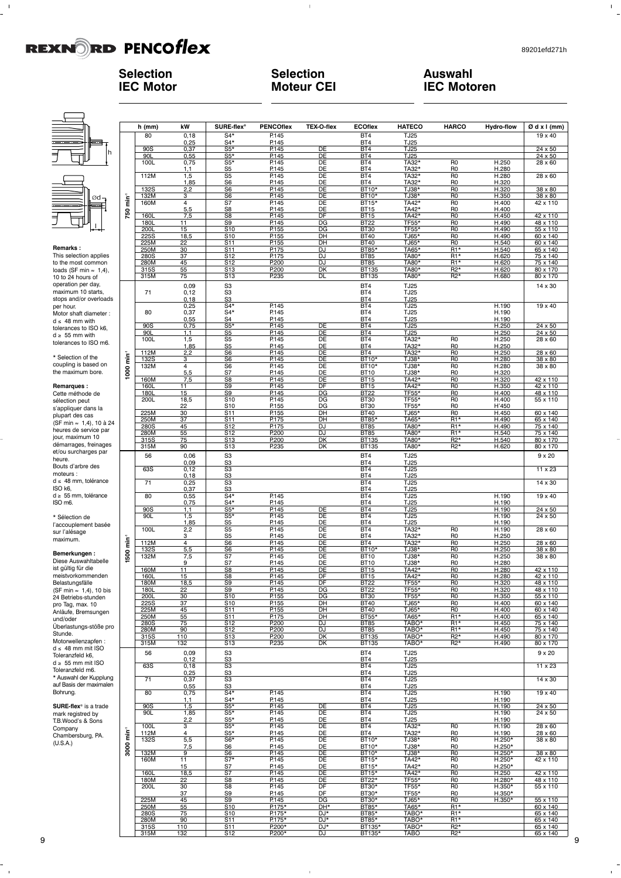# Selection IEC Motor

# Sélection Moteur CEI

# Auswahl IEC Motoren

**Remarks :**
This selection applies to the most common loads (SF min ≈ 1,4), 10 to 24 hours of operation per day, maximum 10 starts, stops and/or overloads per hour.
Motor shaft diameter :
d ≤ 48 mm with tolerances to ISO k6,
d ≥ 55 mm with tolerances to ISO m6.

* Selection of the coupling is based on the maximum bore.

**Remarques :**
Cette méthode de sélection peut s'appliquer dans la plupart des cas (SF min ≈ 1,4), 10 à 24 heures de service par jour, maximum 10 démarrages, freinages et/ou surcharges par heure.
Bouts d'arbre des moteurs :
d ≤ 48 mm, tolérance ISO k6,
d ≥ 55 mm, tolérance ISO m6.

* Sélection de l'accouplement basée sur l'alésage maximum.

**Bemerkungen :**
Diese Auswahltabelle ist gültig für die meistvorkommenden Belastungsfälle (SF min ≈ 1,4), 10 bis 24 Betriebs-stunden pro Tag, max. 10 Anläufe, Bremsungen und/oder Überlastungs-stöße pro Stunde.
Motorwellenzapfen :
d ≤ 48 mm mit ISO Toleranzfeld k6,
d ≥ 55 mm mit ISO Toleranzfeld m6.
* Auswahl der Kupplung auf Basis der maximalen Bohrung.

**SURE-flex®** is a trade mark registred by T.B.Wood's & Sons Company Chambersburg, PA. (U.S.A.)

| | h (mm) | kW | SURE-flex® | PENCOflex | TEX-O-flex | ECOflex | HATECO | HARCO | Hydro-flow | Ø d x l (mm) |
|---|---|---|---|---|---|---|---|---|---|---|
| 750 min⁻¹ | 80 | 0,18 | S4* | P145 | | BT4 | TJ25 | | | 19 x 40 |
| | | 0,25 | S4* | P145 | | BT4 | TJ25 | | | |
| | 90S | 0,37 | S5* | P145 | DE | BT4 | TJ25 | | | 24 x 50 |
| | 90L | 0,55 | S5* | P145 | DE | BT4 | TJ25 | | | 24 x 50 |
| | 100L | 0,75 | S5* | P145 | DE | BT4 | TA32* | R0 | H.250 | 28 x 60 |
| | | 1,1 | S5 | P145 | DE | BT4 | TA32* | R0 | H.280 | |
| | 112M | 1,5 | S5 | P145 | DE | BT4 | TA32* | R0 | H.280 | 28 x 60 |
| | | 1,85 | S6 | P145 | DE | BT4 | TA32* | R0 | H.320 | |
| | 132S | 2,2 | S6 | P145 | DE | BT10* | TJ38* | R0 | H.320 | 38 x 80 |
| | 132M | 3 | S6 | P145 | DE | BT10* | TJ38* | R0 | H.350 | 38 x 80 |
| | 160M | 4 | S7 | P145 | DE | BT15* | TA42* | R0 | H.400 | 42 x 110 |
| | | 5,5 | S8 | P145 | DE | BT15 | TA42* | R0 | H.400 | |
| | 160L | 7,5 | S8 | P145 | DF | BT15 | TA42* | R0 | H.450 | 42 x 110 |
| | 180L | 11 | S9 | P145 | DG | BT22 | TF55* | R0 | H.490 | 48 x 110 |
| | 200L | 15 | S10 | P155 | DG | BT30 | TF55* | R0 | H.490 | 55 x 110 |
| | 225S | 18,5 | S10 | P155 | DH | BT40 | TJ65* | R0 | H.490 | 60 x 140 |
| | 225M | 22 | S11 | P155 | DH | BT40 | TJ65* | R0 | H.540 | 60 x 140 |
| | 250M | 30 | S11 | P175 | DJ | BT85* | TA65* | R1* | H.540 | 65 x 140 |
| | 280S | 37 | S12 | P175 | DJ | BT85 | TA80* | R1* | H.620 | 75 x 140 |
| | 280M | 45 | S12 | P200 | DJ | BT85 | TA80* | R1* | H.620 | 75 x 140 |
| | 315S | 55 | S13 | P200 | DK | BT135 | TA80* | R2* | H.620 | 80 x 170 |
| | 315M | 75 | S13 | P235 | DL | BT135 | TA80* | R2* | H.680 | 80 x 170 |
| 1000 min⁻¹ | 71 | 0,09 | S3 | | | BT4 | TJ25 | | | 14 x 30 |
| | | 0,12 | S3 | | | BT4 | TJ25 | | | |
| | | 0,18 | S3 | | | BT4 | TJ25 | | | |
| | 80 | 0,25 | S4* | P145 | | BT4 | TJ25 | | H.190 | 19 x 40 |
| | | 0,37 | S4* | P145 | | BT4 | TJ25 | | H.190 | |
| | | 0,55 | S4 | P145 | | BT4 | TJ25 | | H.190 | |
| | 90S | 0,75 | S5* | P145 | DE | BT4 | TJ25 | | H.250 | 24 x 50 |
| | 90L | 1,1 | S5 | P145 | DE | BT4 | TJ25 | | H.250 | 24 x 50 |
| | 100L | 1,5 | S5 | P145 | DE | BT4 | TA32* | R0 | H.250 | 28 x 60 |
| | | 1,85 | S5 | P145 | DE | BT4 | TA32* | R0 | H.250 | |
| | 112M | 2,2 | S6 | P145 | DE | BT4 | TA32* | R0 | H.250 | 28 x 60 |
| | 132S | 3 | S6 | P145 | DE | BT10* | TJ38* | R0 | H.280 | 38 x 80 |
| | 132M | 4 | S6 | P145 | DE | BT10* | TJ38* | R0 | H.280 | 38 x 80 |
| | | 5,5 | S7 | P145 | DE | BT10 | TJ38* | R0 | H.320 | |
| | 160M | 7,5 | S8 | P145 | DE | BT15 | TA42* | R0 | H.320 | 42 x 110 |
| | 160L | 11 | S9 | P145 | DF | BT15 | TA42* | R0 | H.350 | 42 x 110 |
| | 180L | 15 | S9 | P145 | DG | BT22 | TF55* | R0 | H.400 | 48 x 110 |
| | 200L | 18,5 | S10 | P145 | DG | BT30 | TF55* | R0 | H.400 | 55 x 110 |
| | | 22 | S10 | P155 | DG | BT30 | TF55* | R0 | H'450 | |
| | 225M | 30 | S11 | P155 | DH | BT40 | TJ65* | R0 | H.450 | 60 x 140 |
| | 250M | 37 | S11 | P175 | DH | BT85* | TA65* | R1* | H.490 | 65 x 140 |
| | 280S | 45 | S12 | P175 | DJ | BT85 | TA80* | R1* | H.490 | 75 x 140 |
| | 280M | 55 | S12 | P200 | DJ | BT85 | TA80* | R1* | H.540 | 75 x 140 |
| | 315S | 75 | S13 | P200 | DK | BT135 | TA80* | R2* | H.540 | 80 x 170 |
| | 315M | 90 | S13 | P235 | DK | BT135 | TA80* | R2* | H.620 | 80 x 170 |
| 1500 min⁻¹ | 56 | 0,06 | S3 | | | BT4 | TJ25 | | | 9 x 20 |
| | | 0,09 | S3 | | | BT4 | TJ25 | | | |
| | 63S | 0,12 | S3 | | | BT4 | TJ25 | | | 11 x 23 |
| | | 0,18 | S3 | | | BT4 | TJ25 | | | |
| | 71 | 0,25 | S3 | | | BT4 | TJ25 | | | 14 x 30 |
| | | 0,37 | S3 | | | BT4 | TJ25 | | | |
| | 80 | 0,55 | S4* | P145 | | BT4 | TJ25 | | H.190 | 19 x 40 |
| | | 0,75 | S4* | P145 | | BT4 | TJ25 | | H.190 | |
| | 90S | 1,1 | S5* | P145 | DE | BT4 | TJ25 | | H.190 | 24 x 50 |
| | 90L | 1,5 | S5* | P145 | DE | BT4 | TJ25 | | H.190 | 24 x 50 |
| | | 1,85 | S5 | P145 | DE | BT4 | TJ25 | | H.190 | |
| | 100L | 2,2 | S5 | P145 | DE | BT4 | TA32* | R0 | H.190 | 28 x 60 |
| | | 3 | S5 | P145 | DE | BT4 | TA32* | R0 | H.250 | |
| | 112M | 4 | S6 | P145 | DE | BT4 | TA32* | R0 | H.250 | 28 x 60 |
| | 132S | 5,5 | S6 | P145 | DE | BT10* | TJ38* | R0 | H.250 | 38 x 80 |
| | 132M | 7,5 | S7 | P145 | DE | BT10 | TJ38* | R0 | H.250 | 38 x 80 |
| | | 9 | S7 | P145 | DE | BT10 | TJ38* | R0 | H.280 | |
| | 160M | 11 | S8 | P145 | DE | BT15 | TA42* | R0 | H.280 | 42 x 110 |
| | 160L | 15 | S8 | P145 | DF | BT15 | TA42* | R0 | H.280 | 42 x 110 |
| | 180M | 18,5 | S9 | P145 | DF | BT22 | TF55* | R0 | H.320 | 48 x 110 |
| | 180L | 22 | S9 | P145 | DG | BT22 | TF55* | R0 | H.320 | 48 x 110 |
| | 200L | 30 | S10 | P155 | DG | BT30 | TF55* | R0 | H.350 | 55 x 110 |
| | 225S | 37 | S10 | P155 | DH | BT40 | TJ65* | R0 | H.400 | 60 x 140 |
| | 225M | 45 | S11 | P155 | DH | BT40 | TJ65* | R0 | H.400 | 60 x 140 |
| | 250M | 55 | S11 | P175 | DH | BT55* | TA65* | R1* | H.400 | 65 x 140 |
| | 280S | 75 | S12 | P200 | DJ | BT85 | TABO* | R1* | H.450 | 75 x 140 |
| | 280M | 90 | S12 | P200 | DJ | BT85 | TABO* | R1* | H.450 | 75 x 140 |
| | 315S | 110 | S13 | P200 | DK | BT135 | TABO* | R2* | H.490 | 80 x 170 |
| | 315M | 132 | S13 | P235 | DK | BT135 | TABO* | R2* | H.490 | 80 x 170 |
| 3000 min⁻¹ | 56 | 0,09 | S3 | | | BT4 | TJ25 | | | 9 x 20 |
| | | 0,12 | S3 | | | BT4 | TJ25 | | | |
| | 63S | 0,18 | S3 | | | BT4 | TJ25 | | | 11 x 23 |
| | | 0,25 | S3 | | | BT4 | TJ25 | | | |
| | 71 | 0,37 | S3 | | | BT4 | TJ25 | | | 14 x 30 |
| | | 0,55 | S3 | | | BT4 | TJ25 | | | |
| | 80 | 0,75 | S4* | P145 | | BT4 | TJ25 | | H.190 | 19 x 40 |
| | | 1,1 | S4* | P145 | | BT4 | TJ25 | | H.190 | |
| | 90S | 1,5 | S5* | P145 | DE | BT4 | TJ25 | | H.190 | 24 x 50 |
| | 90L | 1,85 | S5* | P145 | DE | BT4 | TJ25 | | H.190 | 24 x 50 |
| | | 2,2 | S5* | P145 | DE | BT4 | TJ25 | | H.190 | |
| | 100L | 3 | S5* | P145 | DE | BT4 | TA32* | R0 | H.190 | 28 x 60 |
| | 112M | 4 | S5* | P145 | DE | BT4 | TA32* | R0 | H.190 | 28 x 60 |
| | 132S | 5,5 | S6* | P145 | DE | BT10* | TJ38* | R0 | H.250* | 38 x 80 |
| | | 7,5 | S6 | P145 | DE | BT10* | TJ38* | R0 | H.250* | |
| | 132M | 9 | S6 | P145 | DE | BT10* | TJ38* | R0 | H.250* | 38 x 80 |
| | 160M | 11 | S7* | P145 | DE | BT15* | TA42* | R0 | H.250* | 42 x 110 |
| | | 15 | S7 | P145 | DE | BT15* | TA42* | R0 | H.250* | |
| | 160L | 18,5 | S7 | P145 | DE | BT15* | TA42* | R0 | H.250 | 42 x 110 |
| | 180M | 22 | S8 | P145 | DE | BT22* | TF55* | R0 | H.280* | 48 x 110 |
| | 200L | 30 | S8 | P145 | DF | BT30* | TF55* | R0 | H.350* | 55 x 110 |
| | | 37 | S9 | P145 | DF | BT30* | TF55* | R0 | H.350* | |
| | 225M | 45 | S9 | P145 | DG | BT30* | TJ65* | R0 | H.350* | 55 x 110 |
| | 250M | 55 | S10 | P175* | DH* | BT85* | TA65* | R1* | | 60 x 140 |
| | 280S | 75 | S10 | P175* | DJ* | BT85* | TABO* | R1* | | 65 x 140 |
| | 280M | 90 | S11 | P175* | DJ* | BT85* | TABO* | R1* | | 65 x 140 |
| | 315S | 110 | S11 | P200* | DJ* | BT135* | TABO* | R2* | | 65 x 140 |
| | 315M | 132 | S12 | P200* | DJ | BT135* | TABO | R2* | | 65 x 140 |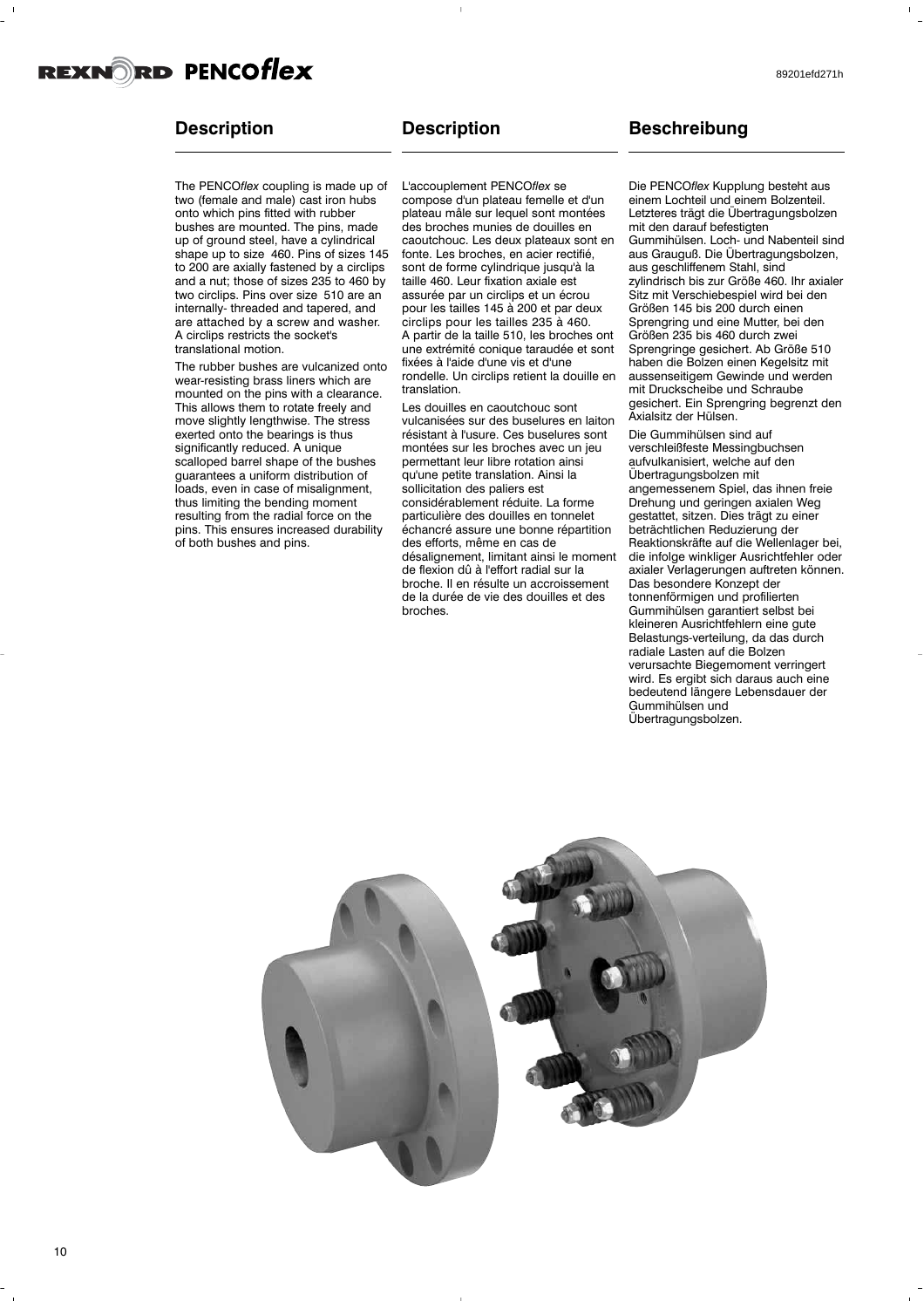## Description

The PENCO*flex* coupling is made up of two (female and male) cast iron hubs onto which pins fitted with rubber bushes are mounted. The pins, made up of ground steel, have a cylindrical shape up to size 460. Pins of sizes 145 to 200 are axially fastened by a circlips and a nut; those of sizes 235 to 460 by two circlips. Pins over size 510 are an internally- threaded and tapered, and are attached by a screw and washer. A circlips restricts the socket's translational motion.

The rubber bushes are vulcanized onto wear-resisting brass liners which are mounted on the pins with a clearance. This allows them to rotate freely and move slightly lengthwise. The stress exerted onto the bearings is thus significantly reduced. A unique scalloped barrel shape of the bushes guarantees a uniform distribution of loads, even in case of misalignment, thus limiting the bending moment resulting from the radial force on the pins. This ensures increased durability of both bushes and pins.

## Description

L'accouplement PENCO*flex* se compose d'un plateau femelle et d'un plateau mâle sur lequel sont montées des broches munies de douilles en caoutchouc. Les deux plateaux sont en fonte. Les broches, en acier rectifié, sont de forme cylindrique jusqu'à la taille 460. Leur fixation axiale est assurée par un circlips et un écrou pour les tailles 145 à 200 et par deux circlips pour les tailles 235 à 460. A partir de la taille 510, les broches ont une extrémité conique taraudée et sont fixées à l'aide d'une vis et d'une rondelle. Un circlips retient la douille en translation.

Les douilles en caoutchouc sont vulcanisées sur des buselures en laiton résistant à l'usure. Ces buselures sont montées sur les broches avec un jeu permettant leur libre rotation ainsi qu'une petite translation. Ainsi la sollicitation des paliers est considérablement réduite. La forme particulière des douilles en tonnelet échancré assure une bonne répartition des efforts, même en cas de désalignement, limitant ainsi le moment de flexion dû à l'effort radial sur la broche. Il en résulte un accroissement de la durée de vie des douilles et des broches.

## Beschreibung

Die PENCO*flex* Kupplung besteht aus einem Lochteil und einem Bolzenteil. Letzteres trägt die Übertragungsbolzen mit den darauf befestigten Gummihülsen. Loch- und Nabenteil sind aus Grauguß. Die Übertragungsbolzen, aus geschliffenem Stahl, sind zylindrisch bis zur Größe 460. Ihr axialer Sitz mit Verschiebespiel wird bei den Größen 145 bis 200 durch einen Sprengring und eine Mutter, bei den Größen 235 bis 460 durch zwei Sprengringe gesichert. Ab Größe 510 haben die Bolzen einen Kegelsitz mit aussenseitigem Gewinde und werden mit Druckscheibe und Schraube gesichert. Ein Sprengring begrenzt den Axialsitz der Hülsen.

Die Gummihülsen sind auf verschleißfeste Messingbuchsen aufvulkanisiert, welche auf den Übertragungsbolzen mit angemessenem Spiel, das ihnen freie Drehung und geringen axialen Weg gestattet, sitzen. Dies trägt zu einer beträchtlichen Reduzierung der Reaktionskräfte auf die Wellenlager bei, die infolge winkliger Ausrichtfehler oder axialer Verlagerungen auftreten können. Das besondere Konzept der tonnenförmigen und profilierten Gummihülsen garantiert selbst bei kleineren Ausrichtfehlern eine gute Belastungs-verteilung, da das durch radiale Lasten auf die Bolzen verursachte Biegemoment verringert wird. Es ergibt sich daraus auch eine bedeutend längere Lebensdauer der Gummihülsen und Übertragungsbolzen.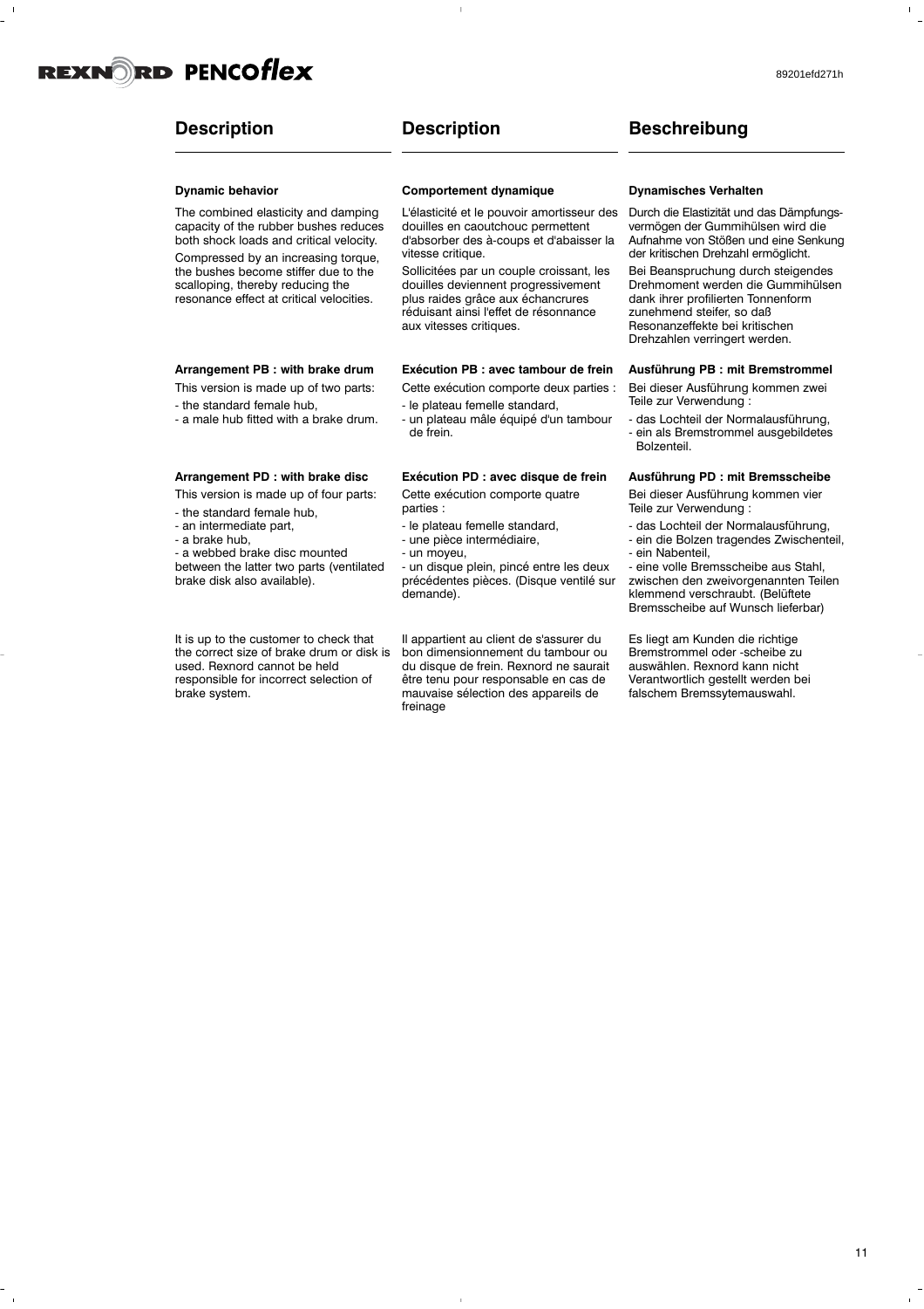## Description

### Dynamic behavior

The combined elasticity and damping capacity of the rubber bushes reduces both shock loads and critical velocity.

Compressed by an increasing torque, the bushes become stiffer due to the scalloping, thereby reducing the resonance effect at critical velocities.

### Arrangement PB : with brake drum

This version is made up of two parts:

- the standard female hub,
- a male hub fitted with a brake drum.

### Arrangement PD : with brake disc

This version is made up of four parts:

- the standard female hub,
- an intermediate part,
- a brake hub,
- a webbed brake disc mounted between the latter two parts (ventilated brake disk also available).

It is up to the customer to check that the correct size of brake drum or disk is used. Rexnord cannot be held responsible for incorrect selection of brake system.

## Description

### Comportement dynamique

L'élasticité et le pouvoir amortisseur des douilles en caoutchouc permettent d'absorber des à-coups et d'abaisser la vitesse critique.

Sollicitées par un couple croissant, les douilles deviennent progressivement plus raides grâce aux échancrures réduisant ainsi l'effet de résonnance aux vitesses critiques.

### Exécution PB : avec tambour de frein

Cette exécution comporte deux parties :

- le plateau femelle standard,
- un plateau mâle équipé d'un tambour de frein.

### Exécution PD : avec disque de frein

Cette exécution comporte quatre parties :

- le plateau femelle standard,
- une pièce intermédiaire,
- un moyeu,
- un disque plein, pincé entre les deux précédentes pièces. (Disque ventilé sur demande).

Il appartient au client de s'assurer du bon dimensionnement du tambour ou du disque de frein. Rexnord ne saurait être tenu pour responsable en cas de mauvaise sélection des appareils de freinage

## Beschreibung

### Dynamisches Verhalten

Durch die Elastizität und das Dämpfungsvermögen der Gummihülsen wird die Aufnahme von Stößen und eine Senkung der kritischen Drehzahl ermöglicht.

Bei Beanspruchung durch steigendes Drehmoment werden die Gummihülsen dank ihrer profilierten Tonnenform zunehmend steifer, so daß Resonanzeffekte bei kritischen Drehzahlen verringert werden.

### Ausführung PB : mit Bremstrommel

Bei dieser Ausführung kommen zwei Teile zur Verwendung :

- das Lochteil der Normalausführung,
- ein als Bremstrommel ausgebildetes Bolzenteil.

### Ausführung PD : mit Bremsscheibe

Bei dieser Ausführung kommen vier Teile zur Verwendung :

- das Lochteil der Normalausführung,
- ein die Bolzen tragendes Zwischenteil,
- ein Nabenteil,
- eine volle Bremsscheibe aus Stahl, zwischen den zweivorgenannten Teilen klemmend verschraubt. (Belüftete Bremsscheibe auf Wunsch lieferbar)

Es liegt am Kunden die richtige Bremstrommel oder -scheibe zu auswählen. Rexnord kann nicht Verantwortlich gestellt werden bei falschem Bremssytemauswahl.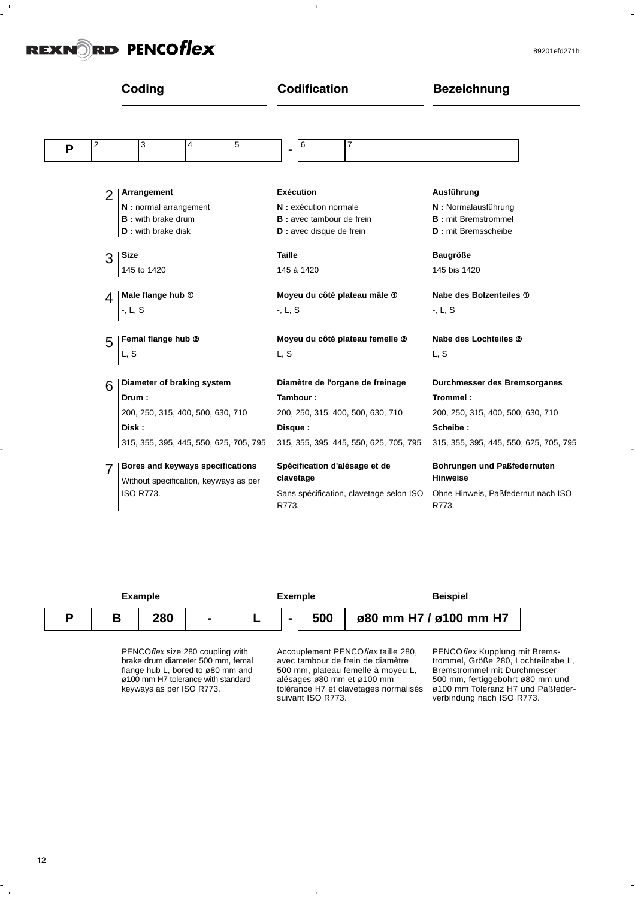## Coding | Codification | Bezeichnung

| P | 2 | 3 | 4 | 5 | - | 6 | 7 |
|---|---|---|---|---|---|---|---|

| | Coding | Codification | Bezeichnung |
|---|---|---|---|
| 2 | **Arrangement**<br>**N :** normal arrangement<br>**B :** with brake drum<br>**D :** with brake disk | **Exécution**<br>**N :** exécution normale<br>**B :** avec tambour de frein<br>**D :** avec disque de frein | **Ausführung**<br>**N :** Normalausführung<br>**B :** mit Bremstrommel<br>**D :** mit Bremsscheibe |
| 3 | **Size**<br>145 to 1420 | **Taille**<br>145 à 1420 | **Baugröße**<br>145 bis 1420 |
| 4 | **Male flange hub ①**<br>-, L, S | **Moyeu du côté plateau mâle ①**<br>-, L, S | **Nabe des Bolzenteiles ①**<br>-, L, S |
| 5 | **Femal flange hub ②**<br>L, S | **Moyeu du côté plateau femelle ②**<br>L, S | **Nabe des Lochteiles ②**<br>L, S |
| 6 | **Diameter of braking system**<br>**Drum :**<br>200, 250, 315, 400, 500, 630, 710<br>**Disk :**<br>315, 355, 395, 445, 550, 625, 705, 795 | **Diamètre de l'organe de freinage**<br>**Tambour :**<br>200, 250, 315, 400, 500, 630, 710<br>**Disque :**<br>315, 355, 395, 445, 550, 625, 705, 795 | **Durchmesser des Bremsorganes**<br>**Trommel :**<br>200, 250, 315, 400, 500, 630, 710<br>**Scheibe :**<br>315, 355, 395, 445, 550, 625, 705, 795 |
| 7 | **Bores and keyways specifications**<br>Without specification, keyways as per ISO R773. | **Spécification d'alésage et de clavetage**<br>Sans spécification, clavetage selon ISO R773. | **Bohrungen und Paßfedernuten Hinweise**<br>Ohne Hinweis, Paßfedernut nach ISO R773. |

**Example** | **Exemple** | **Beispiel**

| P | B | 280 | - | L | - | 500 | ø80 mm H7 / ø100 mm H7 |
|---|---|---|---|---|---|---|---|

PENCO*flex* size 280 coupling with brake drum diameter 500 mm, femal flange hub L, bored to ø80 mm and ø100 mm H7 tolerance with standard keyways as per ISO R773.

Accouplement PENCO*flex* taille 280, avec tambour de frein de diamètre 500 mm, plateau femelle à moyeu L, alésages ø80 mm et ø100 mm tolérance H7 et clavetages normalisés suivant ISO R773.

PENCO*flex* Kupplung mit Bremstrommel, Größe 280, Lochteilnabe L, Bremstrommel mit Durchmesser 500 mm, fertiggebohrt ø80 mm und ø100 mm Toleranz H7 und Paßfederverbindung nach ISO R773.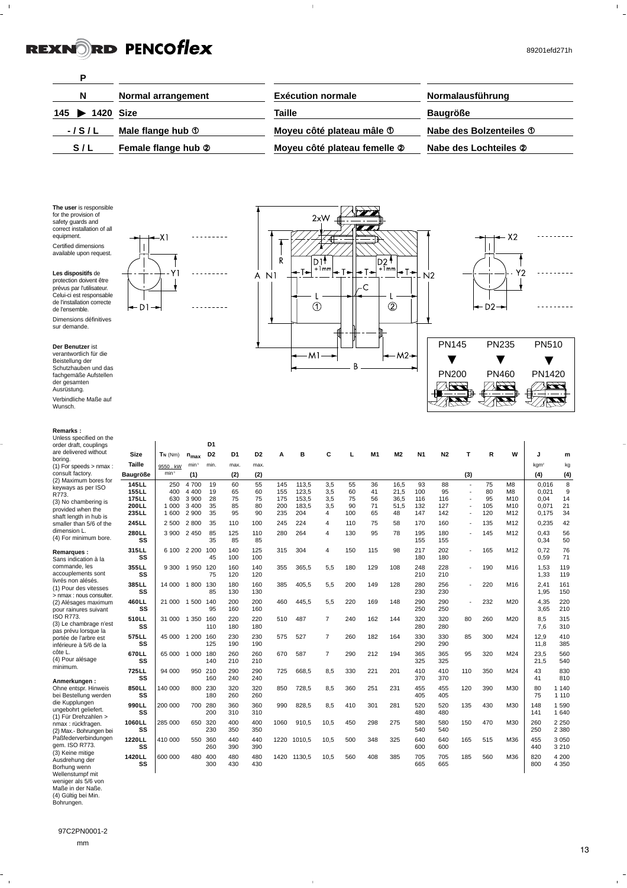| P | | | |
|---|---|---|---|
| N | **Normal arrangement** | **Exécution normale** | **Normalausführung** |
| 145 ▶ 1420 | **Size** | **Taille** | **Baugröße** |
| - / S / L | **Male flange hub ①** | **Moyeu côté plateau mâle ①** | **Nabe des Bolzenteiles ①** |
| S / L | **Female flange hub ②** | **Moyeu côté plateau femelle ②** | **Nabe des Lochteiles ②** |

**The user** is responsible for the provision of safety guards and correct installation of all equipment.

Certified dimensions available upon request.

**Les dispositifs** de protection doivent être prévus par l'utilisateur. Celui-ci est responsable de l'installation correcte de l'ensemble.

Dimensions définitives sur demande.

**Der Benutzer** ist verantwortlich für die Beistellung der Schutzhauben und das fachgemäße Aufstellen der gesamten Ausrüstung.

Verbindliche Maße auf Wunsch.

PN145 ▼ PN200 — PN235 ▼ PN460 — PN510 ▼ PN1420

**Remarks :**
Unless specified on the order draft, couplings are delivered without boring.
(1) For speeds > nmax : consult factory.
(2) Maximum bores for keyways as per ISO R773.
(3) No chambering is provided when the shaft length in hub is smaller than 5/6 of the dimension L.
(4) For minimum bore.

**Remarques :**
Sans indication à la commande, les accouplements sont livrés non alésés.
(1) Pour des vitesses > nmax : nous consulter.
(2) Alésages maximum pour rainures suivant ISO R773.
(3) Le chambrage n'est pas prévu lorsque la portée de l'arbre est inférieure à 5/6 de la côte L.
(4) Pour alésage minimum.

**Anmerkungen :**
Ohne entspr. Hinweis bei Bestellung werden die Kupplungen ungebohrt geliefert.
(1) Für Drehzahlen > nmax : rückfragen.
(2) Max.- Bohrungen bei Paßfederverbindungen gem. ISO R773.
(3) Keine mitige Ausdrehung der Bohrung wenn Wellenstumpf mit weniger als 5/6 von Maße in der Naße.
(4) Gültig bei Min. Bohrungen.

| Size / Taille / Baugröße | $T_N$ (Nm) 9550 . kW / min⁻¹ | $n_{max}$ min⁻¹ (1) | D1 D2 min. | D1 max. (2) | D2 max. (2) | A | B | C | L | M1 | M2 | N1 | N2 | T (3) | R | W | J kgm² (4) | m kg (4) |
|---|---|---|---|---|---|---|---|---|---|---|---|---|---|---|---|---|---|---|
| 145LL | 250 | 4 700 | 19 | 60 | 55 | 145 | 113,5 | 3,5 | 55 | 36 | 16,5 | 93 | 88 | - | 75 | M8 | 0,016 | 8 |
| 155LL | 400 | 4 400 | 19 | 65 | 60 | 155 | 123,5 | 3,5 | 60 | 41 | 21,5 | 100 | 95 | - | 80 | M8 | 0,021 | 9 |
| 175LL | 630 | 3 900 | 28 | 75 | 75 | 175 | 153,5 | 3,5 | 75 | 56 | 36,5 | 116 | 116 | - | 95 | M10 | 0,04 | 14 |
| 200LL | 1 000 | 3 400 | 35 | 85 | 80 | 200 | 183,5 | 3,5 | 90 | 71 | 51,5 | 132 | 127 | - | 105 | M10 | 0,071 | 21 |
| 235LL | 1 600 | 2 900 | 35 | 95 | 90 | 235 | 204 | 4 | 100 | 65 | 48 | 147 | 142 | - | 120 | M12 | 0,175 | 34 |
| 245LL | 2 500 | 2 800 | 35 | 110 | 100 | 245 | 224 | 4 | 110 | 75 | 58 | 170 | 160 | - | 135 | M12 | 0,235 | 42 |
| 280LL | 3 900 | 2 450 | 85 | 125 | 110 | 280 | 264 | 4 | 130 | 95 | 78 | 195 | 180 | - | 145 | M12 | 0,43 | 56 |
| SS | | | 35 | 85 | 85 | | | | | | | 155 | 155 | | | | 0,34 | 50 |
| 315LL | 6 100 | 2 200 | 100 | 140 | 125 | 315 | 304 | 4 | 150 | 115 | 98 | 217 | 202 | - | 165 | M12 | 0,72 | 76 |
| SS | | | 45 | 100 | 100 | | | | | | | 180 | 180 | | | | 0,59 | 71 |
| 355LL | 9 300 | 1 950 | 120 | 160 | 140 | 355 | 365,5 | 5,5 | 180 | 129 | 108 | 248 | 228 | - | 190 | M16 | 1,53 | 119 |
| SS | | | 75 | 120 | 120 | | | | | | | 210 | 210 | | | | 1,33 | 119 |
| 385LL | 14 000 | 1 800 | 130 | 180 | 160 | 385 | 405,5 | 5,5 | 200 | 149 | 128 | 280 | 256 | - | 220 | M16 | 2,41 | 161 |
| SS | | | 85 | 130 | 130 | | | | | | | 230 | 230 | | | | 1,95 | 150 |
| 460LL | 21 000 | 1 500 | 140 | 200 | 200 | 460 | 445,5 | 5,5 | 220 | 169 | 148 | 290 | 290 | - | 232 | M20 | 4,35 | 220 |
| SS | | | 95 | 160 | 160 | | | | | | | 250 | 250 | | | | 3,65 | 210 |
| 510LL | 31 000 | 1 350 | 160 | 220 | 220 | 510 | 487 | 7 | 240 | 162 | 144 | 320 | 320 | 80 | 260 | M20 | 8,5 | 315 |
| SS | | | 110 | 180 | 180 | | | | | | | 280 | 280 | | | | 7,6 | 310 |
| 575LL | 45 000 | 1 200 | 160 | 230 | 230 | 575 | 527 | 7 | 260 | 182 | 164 | 330 | 330 | 85 | 300 | M24 | 12,9 | 410 |
| SS | | | 125 | 190 | 190 | | | | | | | 290 | 290 | | | | 11,8 | 385 |
| 670LL | 65 000 | 1 000 | 180 | 260 | 260 | 670 | 587 | 7 | 290 | 212 | 194 | 365 | 365 | 95 | 320 | M24 | 23,5 | 560 |
| SS | | | 140 | 210 | 210 | | | | | | | 325 | 325 | | | | 21,5 | 540 |
| 725LL | 94 000 | 950 | 210 | 290 | 290 | 725 | 668,5 | 8,5 | 330 | 221 | 201 | 410 | 410 | 110 | 350 | M24 | 43 | 830 |
| SS | | | 160 | 240 | 240 | | | | | | | 370 | 370 | | | | 41 | 810 |
| 850LL | 140 000 | 800 | 230 | 320 | 320 | 850 | 728,5 | 8,5 | 360 | 251 | 231 | 455 | 455 | 120 | 390 | M30 | 80 | 1 140 |
| SS | | | 180 | 260 | 260 | | | | | | | 405 | 405 | | | | 75 | 1 110 |
| 990LL | 200 000 | 700 | 280 | 360 | 360 | 990 | 828,5 | 8,5 | 410 | 301 | 281 | 520 | 520 | 135 | 430 | M30 | 148 | 1 590 |
| SS | | | 200 | 310 | 310 | | | | | | | 480 | 480 | | | | 141 | 1 640 |
| 1060LL | 285 000 | 650 | 320 | 400 | 400 | 1060 | 910,5 | 10,5 | 450 | 298 | 275 | 580 | 580 | 150 | 470 | M30 | 260 | 2 250 |
| SS | | | 230 | 350 | 350 | | | | | | | 540 | 540 | | | | 250 | 2 380 |
| 1220LL | 410 000 | 550 | 360 | 440 | 440 | 1220 | 1010,5 | 10,5 | 500 | 348 | 325 | 640 | 640 | 165 | 515 | M36 | 455 | 3 050 |
| SS | | | 260 | 390 | 390 | | | | | | | 600 | 600 | | | | 440 | 3 210 |
| 1420LL | 600 000 | 480 | 400 | 480 | 480 | 1420 | 1130,5 | 10,5 | 560 | 408 | 385 | 705 | 705 | 185 | 560 | M36 | 820 | 4 200 |
| SS | | | 300 | 430 | 430 | | | | | | | 665 | 665 | | | | 800 | 4 350 |

97C2PN0001-2

mm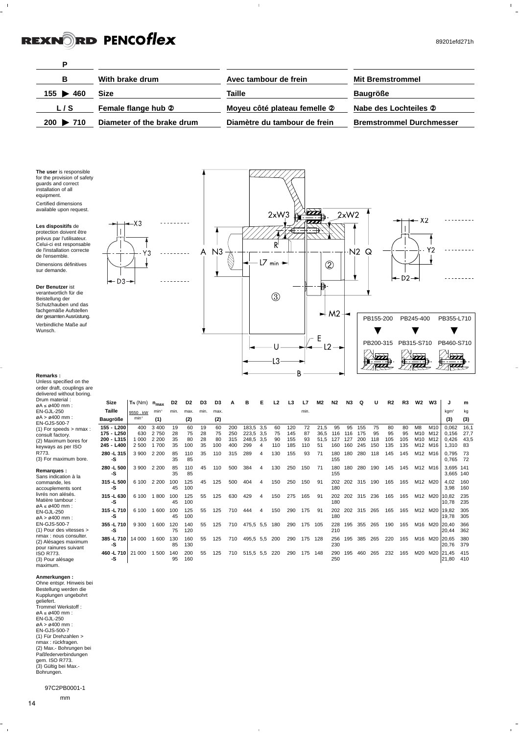**P**

| | | | |
|---|---|---|---|
| **B** | **With brake drum** | **Avec tambour de frein** | **Mit Bremstrommel** |
| **155 ▶ 460** | **Size** | **Taille** | **Baugröße** |
| **L / S** | **Female flange hub ②** | **Moyeu côté plateau femelle ②** | **Nabe des Lochteiles ②** |
| **200 ▶ 710** | **Diameter of the brake drum** | **Diamètre du tambour de frein** | **Bremstrommel Durchmesser** |

**The user** is responsible for the provision of safety guards and correct installation of all equipment.

Certified dimensions available upon request.

**Les dispositifs** de protection doivent être prévus par l'utilisateur. Celui-ci est responsable de l'installation correcte de l'ensemble.

Dimensions définitives sur demande.

**Der Benutzer** ist verantwortlich für die Beistellung der Schutzhauben und das fachgemäße Aufstellen der gesamten Ausrüstung.

Verbindliche Maße auf Wunsch.

PB155-200 ▶ PB200-315 · PB245-400 ▶ PB315-S710 · PB355-L710 ▶ PB460-S710

| Size / Taille / Baugröße | $T_N$ (Nm) $\frac{9550 \cdot kW}{min^{-1}}$ | $n_{max}$ min⁻¹ (1) | D2 min. | D2 max. (2) | D3 min. | D3 max. (2) | A | B | E | L2 | L3 | L7 min. | M2 | N2 | N3 | Q | U | R2 | R3 | W2 | W3 | J kgm² (3) | m kg (3) |
|---|---|---|---|---|---|---|---|---|---|---|---|---|---|---|---|---|---|---|---|---|---|---|---|
| 155 - L200 | 400 | 3 400 | 19 | 60 | 19 | 60 | 200 | 183,5 | 3,5 | 60 | 120 | 72 | 21,5 | 95 | 95 | 155 | 75 | 80 | 80 | M8 | M10 | 0,062 | 16,1 |
| 175 - L250 | 630 | 2 750 | 28 | 75 | 28 | 75 | 250 | 223,5 | 3,5 | 75 | 145 | 87 | 36,5 | 116 | 116 | 175 | 95 | 95 | 95 | M10 | M12 | 0,156 | 27,7 |
| 200 - L315 | 1 000 | 2 200 | 35 | 80 | 28 | 80 | 315 | 248,5 | 3,5 | 90 | 155 | 93 | 51,5 | 127 | 127 | 200 | 118 | 105 | 105 | M10 | M12 | 0,426 | 43,5 |
| 245 - L400 | 2 500 | 1 700 | 35 | 100 | 35 | 100 | 400 | 299 | 4 | 110 | 185 | 110 | 51 | 160 | 160 | 245 | 150 | 135 | 135 | M12 | M16 | 1,310 | 83 |
| 280 -L 315 | 3 900 | 2 200 | 85 | 110 | 35 | 110 | 315 | 289 | 4 | 130 | 155 | 93 | 71 | 180 | 180 | 280 | 118 | 145 | 145 | M12 | M16 | 0,795 | 73 |
| -S | | | 35 | 85 | | | | | | | | | | 155 | | | | | | | | 0,765 | 72 |
| 280 -L 500 | 3 900 | 2 200 | 85 | 110 | 45 | 110 | 500 | 384 | 4 | 130 | 250 | 150 | 71 | 180 | 180 | 280 | 190 | 145 | 145 | M12 | M16 | 3,695 | 141 |
| -S | | | 35 | 85 | | | | | | | | | | 155 | | | | | | | | 3,665 | 140 |
| 315 -L 500 | 6 100 | 2 200 | 100 | 125 | 45 | 125 | 500 | 404 | 4 | 150 | 250 | 150 | 91 | 202 | 202 | 315 | 190 | 165 | 165 | M12 | M20 | 4,02 | 160 |
| -S | | | 45 | 100 | | | | | | | | | | 180 | | | | | | | | 3,98 | 160 |
| 315 -L 630 | 6 100 | 1 800 | 100 | 125 | 55 | 125 | 630 | 429 | 4 | 150 | 275 | 165 | 91 | 202 | 202 | 315 | 236 | 165 | 165 | M12 | M20 | 10,82 | 235 |
| -S | | | 45 | 100 | | | | | | | | | | 180 | | | | | | | | 10,78 | 235 |
| 315 -L 710 | 6 100 | 1 600 | 100 | 125 | 55 | 125 | 710 | 444 | 4 | 150 | 290 | 175 | 91 | 202 | 202 | 315 | 265 | 165 | 165 | M12 | M20 | 19,82 | 305 |
| -S | | | 45 | 100 | | | | | | | | | | 180 | | | | | | | | 19,78 | 305 |
| 355 -L 710 | 9 300 | 1 600 | 120 | 140 | 55 | 125 | 710 | 475,5 | 5,5 | 180 | 290 | 175 | 105 | 228 | 195 | 355 | 265 | 190 | 165 | M16 | M20 | 20,40 | 366 |
| -S | | | 75 | 120 | | | | | | | | | | 210 | | | | | | | | 20,44 | 362 |
| 385 -L 710 | 14 000 | 1 600 | 130 | 160 | 55 | 125 | 710 | 495,5 | 5,5 | 200 | 290 | 175 | 128 | 256 | 195 | 385 | 265 | 220 | 165 | M16 | M20 | 20,65 | 380 |
| -S | | | 85 | 130 | | | | | | | | | | 230 | | | | | | | | 20,76 | 379 |
| 460 -L 710 | 21 000 | 1 500 | 140 | 200 | 55 | 125 | 710 | 515,5 | 5,5 | 220 | 290 | 175 | 148 | 290 | 195 | 460 | 265 | 232 | 165 | M20 | M20 | 21,45 | 415 |
| -S | | | 95 | 160 | | | | | | | | | | 250 | | | | | | | | 21,80 | 410 |

**Remarks :**
Unless specified on the order draft, couplings are delivered without boring.
Drum material :
øA ≤ ø400 mm : EN-GJL-250
øA > ø400 mm : EN-GJS-500-7
(1) For speeds > nmax : consult factory.
(2) Maximum bores for keyways as per ISO R773.
(3) For maximum bore.

**Remarques :**
Sans indication à la commande, les accouplements sont livrés non alésés.
Matière tambour :
øA ≤ ø400 mm : EN-GJL-250
øA > ø400 mm : EN-GJS-500-7
(1) Pour des vitesses > nmax : nous consulter.
(2) Alésages maximum pour rainures suivant ISO R773.
(3) Pour alésage maximum.

**Anmerkungen :**
Ohne entspr. Hinweis bei Bestellung werden die Kupplungen ungebohrt geliefert.
Trommel Werkstoff :
øA ≤ ø400 mm : EN-GJL-250
øA > ø400 mm : EN-GJS-500-7
(1) Für Drehzahlen > nmax : rückfragen.
(2) Max.- Bohrungen bei Paßfederverbindungen gem. ISO R773.
(3) Gültig bei Max.-Bohrungen.

97C2PB0001-1

mm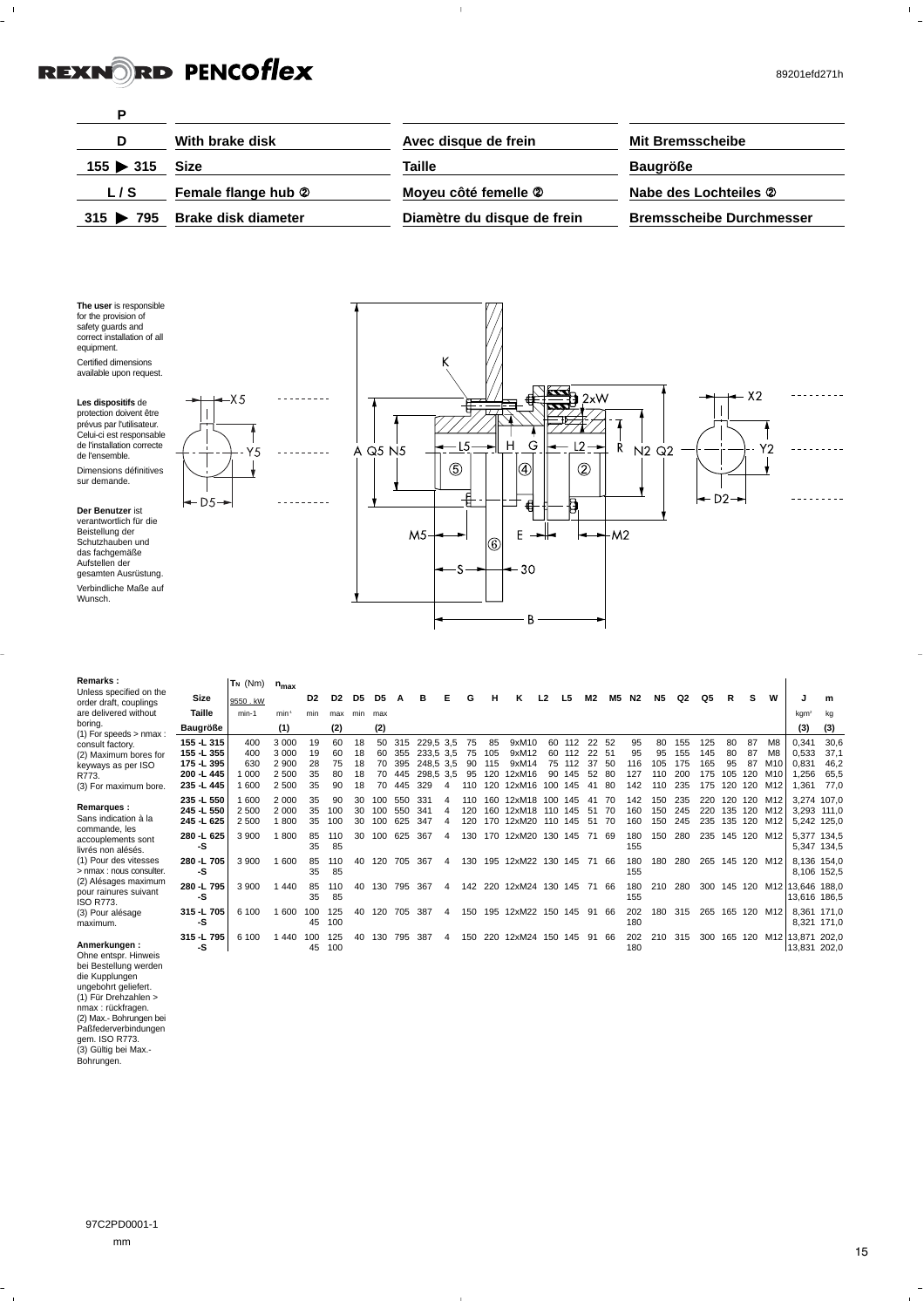| | | | |
|---|---|---|---|
| **P** | | | |
| **D** | **With brake disk** | **Avec disque de frein** | **Mit Bremsscheibe** |
| **155 ▶ 315** | **Size** | **Taille** | **Baugröße** |
| **L / S** | **Female flange hub ②** | **Moyeu côté femelle ②** | **Nabe des Lochteiles ②** |
| **315 ▶ 795** | **Brake disk diameter** | **Diamètre du disque de frein** | **Bremsscheibe Durchmesser** |

**The user** is responsible for the provision of safety guards and correct installation of all equipment.

Certified dimensions available upon request.

**Les dispositifs** de protection doivent être prévus par l'utilisateur. Celui-ci est responsable de l'installation correcte de l'ensemble.

Dimensions définitives sur demande.

**Der Benutzer** ist verantwortlich für die Beistellung der Schutzhauben und das fachgemäße Aufstellen der gesamten Ausrüstung.

Verbindliche Maße auf Wunsch.

**Remarks :**
Unless specified on the order draft, couplings are delivered without boring.
(1) For speeds > nmax : consult factory.
(2) Maximum bores for keyways as per ISO R773.
(3) For maximum bore.

**Remarques :**
Sans indication à la commande, les accouplements sont livrés non alésés.
(1) Pour des vitesses > nmax : nous consulter.
(2) Alésages maximum pour rainures suivant ISO R773.
(3) Pour alésage maximum.

**Anmerkungen :**
Ohne entspr. Hinweis bei Bestellung werden die Kupplungen ungebohrt geliefert.
(1) Für Drehzahlen > nmax : rückfragen.
(2) Max.- Bohrungen bei Paßfederverbindungen gem. ISO R773.
(3) Gültig bei Max.-Bohrungen.

| Size / Taille / Baugröße | $T_N$ (Nm) 9550 . kW / min-1 | $n_{max}$ min⁻¹ (1) | D2 min | D2 max (2) | D5 min | D5 max (2) | A | B | E | G | H | K | L2 | L5 | M2 | M5 | N2 | N5 | Q2 | Q5 | R | S | W | J kgm² (3) | m kg (3) |
|---|---|---|---|---|---|---|---|---|---|---|---|---|---|---|---|---|---|---|---|---|---|---|---|---|---|
| 155 -L 315 | 400 | 3 000 | 19 | 60 | 18 | 50 | 315 | 229,5 | 3,5 | 75 | 85 | 9xM10 | 60 | 112 | 22 | 52 | 95 | 80 | 155 | 125 | 80 | 87 | M8 | 0,341 | 30,6 |
| 155 -L 355 | 400 | 3 000 | 19 | 60 | 18 | 60 | 355 | 233,5 | 3,5 | 75 | 105 | 9xM12 | 60 | 112 | 22 | 51 | 95 | 95 | 155 | 145 | 80 | 87 | M8 | 0,533 | 37,1 |
| 175 -L 395 | 630 | 2 900 | 28 | 75 | 18 | 70 | 395 | 248,5 | 3,5 | 90 | 115 | 9xM14 | 75 | 112 | 37 | 50 | 116 | 105 | 175 | 165 | 95 | 87 | M10 | 0,831 | 46,2 |
| 200 -L 445 | 1 000 | 2 500 | 35 | 80 | 18 | 70 | 445 | 298,5 | 3,5 | 95 | 120 | 12xM16 | 90 | 145 | 52 | 80 | 127 | 110 | 200 | 175 | 105 | 120 | M10 | 1,256 | 65,5 |
| 235 -L 445 | 1 600 | 2 500 | 35 | 90 | 18 | 70 | 445 | 329 | 4 | 110 | 120 | 12xM16 | 100 | 145 | 41 | 80 | 142 | 110 | 235 | 175 | 120 | 120 | M12 | 1,361 | 77,0 |
| 235 -L 550 | 1 600 | 2 000 | 35 | 90 | 30 | 100 | 550 | 331 | 4 | 110 | 160 | 12xM18 | 100 | 145 | 41 | 70 | 142 | 150 | 235 | 220 | 120 | 120 | M12 | 3,274 | 107,0 |
| 245 -L 550 | 2 500 | 2 000 | 35 | 100 | 30 | 100 | 550 | 341 | 4 | 120 | 160 | 12xM18 | 110 | 145 | 51 | 70 | 160 | 150 | 245 | 220 | 135 | 120 | M12 | 3,293 | 111,0 |
| 245 -L 625 | 2 500 | 1 800 | 35 | 100 | 30 | 100 | 625 | 347 | 4 | 120 | 170 | 12xM20 | 110 | 145 | 51 | 70 | 160 | 150 | 245 | 235 | 135 | 120 | M12 | 5,242 | 125,0 |
| 280 -L 625 | 3 900 | 1 800 | 85 | 110 | 30 | 100 | 625 | 367 | 4 | 130 | 170 | 12xM20 | 130 | 145 | 71 | 69 | 180 | 150 | 280 | 235 | 145 | 120 | M12 | 5,377 | 134,5 |
| -S | | | 35 | 85 | | | | | | | | | | | | | 155 | | | | | | | 5,347 | 134,5 |
| 280 -L 705 | 3 900 | 1 600 | 85 | 110 | 40 | 120 | 705 | 367 | 4 | 130 | 195 | 12xM22 | 130 | 145 | 71 | 66 | 180 | 180 | 280 | 265 | 145 | 120 | M12 | 8,136 | 154,0 |
| -S | | | 35 | 85 | | | | | | | | | | | | | 155 | | | | | | | 8,106 | 152,5 |
| 280 -L 795 | 3 900 | 1 440 | 85 | 110 | 40 | 130 | 795 | 367 | 4 | 142 | 220 | 12xM24 | 130 | 145 | 71 | 66 | 180 | 210 | 280 | 300 | 145 | 120 | M12 | 13,646 | 188,0 |
| -S | | | 35 | 85 | | | | | | | | | | | | | 155 | | | | | | | 13,616 | 186,5 |
| 315 -L 705 | 6 100 | 1 600 | 100 | 125 | 40 | 120 | 705 | 387 | 4 | 150 | 195 | 12xM22 | 150 | 145 | 91 | 66 | 202 | 180 | 315 | 265 | 165 | 120 | M12 | 8,361 | 171,0 |
| -S | | | 45 | 100 | | | | | | | | | | | | | 180 | | | | | | | 8,321 | 171,0 |
| 315 -L 795 | 6 100 | 1 440 | 100 | 125 | 40 | 130 | 795 | 387 | 4 | 150 | 220 | 12xM24 | 150 | 145 | 91 | 66 | 202 | 210 | 315 | 300 | 165 | 120 | M12 | 13,871 | 202,0 |
| -S | | | 45 | 100 | | | | | | | | | | | | | 180 | | | | | | | 13,831 | 202,0 |

97C2PD0001-1

mm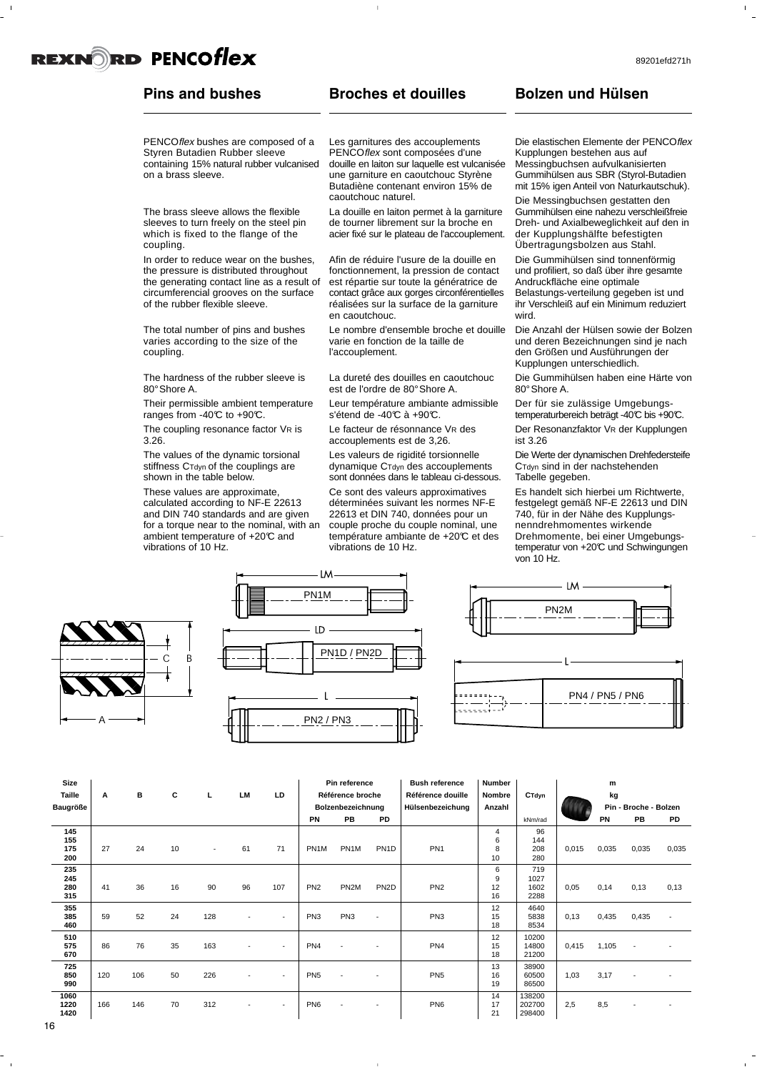## Pins and bushes

PENCO*flex* bushes are composed of a Styren Butadien Rubber sleeve containing 15% natural rubber vulcanised on a brass sleeve.

The brass sleeve allows the flexible sleeves to turn freely on the steel pin which is fixed to the flange of the coupling.

In order to reduce wear on the bushes, the pressure is distributed throughout the generating contact line as a result of circumferencial grooves on the surface of the rubber flexible sleeve.

The total number of pins and bushes varies according to the size of the coupling.

The hardness of the rubber sleeve is 80° Shore A.

Their permissible ambient temperature ranges from -40°C to +90°C.

The coupling resonance factor $V_R$ is 3.26.

The values of the dynamic torsional stiffness $C_{Tdyn}$ of the couplings are shown in the table below.

These values are approximate, calculated according to NF-E 22613 and DIN 740 standards and are given for a torque near to the nominal, with an ambient temperature of +20°C and vibrations of 10 Hz.

## Broches et douilles

Les garnitures des accouplements PENCO*flex* sont composées d'une douille en laiton sur laquelle est vulcanisée une garniture en caoutchouc Styrène Butadiène contenant environ 15% de caoutchouc naturel.

La douille en laiton permet à la garniture de tourner librement sur la broche en acier fixé sur le plateau de l'accouplement.

Afin de réduire l'usure de la douille en fonctionnement, la pression de contact est répartie sur toute la génératrice de contact grâce aux gorges circonférentielles réalisées sur la surface de la garniture en caoutchouc.

Le nombre d'ensemble broche et douille varie en fonction de la taille de l'accouplement.

La dureté des douilles en caoutchouc est de l'ordre de 80° Shore A.

Leur température ambiante admissible s'étend de -40°C à +90°C.

Le facteur de résonnance $V_R$ des accouplements est de 3,26.

Les valeurs de rigidité torsionnelle dynamique $C_{Tdyn}$ des accouplements sont données dans le tableau ci-dessous.

Ce sont des valeurs approximatives déterminées suivant les normes NF-E 22613 et DIN 740, données pour un couple proche du couple nominal, une température ambiante de +20°C et des vibrations de 10 Hz.

## Bolzen und Hülsen

Die elastischen Elemente der PENCO*flex* Kupplungen bestehen aus auf Messingbuchsen aufvulkanisierten Gummihülsen aus SBR (Styrol-Butadien mit 15% igen Anteil von Naturkautschuk).

Die Messingbuchsen gestatten den Gummihülsen eine nahezu verschleißfreie Dreh- und Axialbeweglichkeit auf den in der Kupplungshälfte befestigten Übertragungsbolzen aus Stahl.

Die Gummihülsen sind tonnenförmig und profiliert, so daß über ihre gesamte Andruckfläche eine optimale Belastungs-verteilung gegeben ist und ihr Verschleiß auf ein Minimum reduziert wird.

Die Anzahl der Hülsen sowie der Bolzen und deren Bezeichnungen sind je nach den Größen und Ausführungen der Kupplungen unterschiedlich.

Die Gummihülsen haben eine Härte von 80° Shore A.

Der für sie zulässige Umgebungs-temperaturbereich beträgt -40°C bis +90°C.

Der Resonanzfaktor $V_R$ der Kupplungen ist 3.26

Die Werte der dynamischen Drehfedersteife $C_{Tdyn}$ sind in der nachstehenden Tabelle gegeben.

Es handelt sich hierbei um Richtwerte, festgelegt gemäß NF-E 22613 und DIN 740, für in der Nähe des Kupplungs-nenndrehmomentes wirkende Drehmomente, bei einer Umgebungs-temperatur von +20°C und Schwingungen von 10 Hz.

| Size / Taille / Baugröße | A | B | C | L | LM | LD | Pin reference / Référence broche / Bolzenbezeichnung PN | PB | PD | Bush reference / Référence douille / Hülsenbezeichnung | Number / Nombre / Anzahl | $C_{Tdyn}$ kNm/rad | m kg (bush) | Pin - Broche - Bolzen PN | PB | PD |
|---|---|---|---|---|---|---|---|---|---|---|---|---|---|---|---|---|
| 145<br>155<br>175<br>200 | 27 | 24 | 10 | - | 61 | 71 | PN1M | PN1M | PN1D | PN1 | 4<br>6<br>8<br>10 | 96<br>144<br>208<br>280 | 0,015 | 0,035 | 0,035 | 0,035 |
| 235<br>245<br>280<br>315 | 41 | 36 | 16 | 90 | 96 | 107 | PN2 | PN2M | PN2D | PN2 | 6<br>9<br>12<br>16 | 719<br>1027<br>1602<br>2288 | 0,05 | 0,14 | 0,13 | 0,13 |
| 355<br>385<br>460 | 59 | 52 | 24 | 128 | - | - | PN3 | PN3 | - | PN3 | 12<br>15<br>18 | 4640<br>5838<br>8534 | 0,13 | 0,435 | 0,435 | - |
| 510<br>575<br>670 | 86 | 76 | 35 | 163 | - | - | PN4 | - | - | PN4 | 12<br>15<br>18 | 10200<br>14800<br>21200 | 0,415 | 1,105 | - | - |
| 725<br>850<br>990 | 120 | 106 | 50 | 226 | - | - | PN5 | - | - | PN5 | 13<br>16<br>19 | 38900<br>60500<br>86500 | 1,03 | 3,17 | - | - |
| 1060<br>1220<br>1420 | 166 | 146 | 70 | 312 | - | - | PN6 | - | - | PN6 | 14<br>17<br>21 | 138200<br>202700<br>298400 | 2,5 | 8,5 | - | - |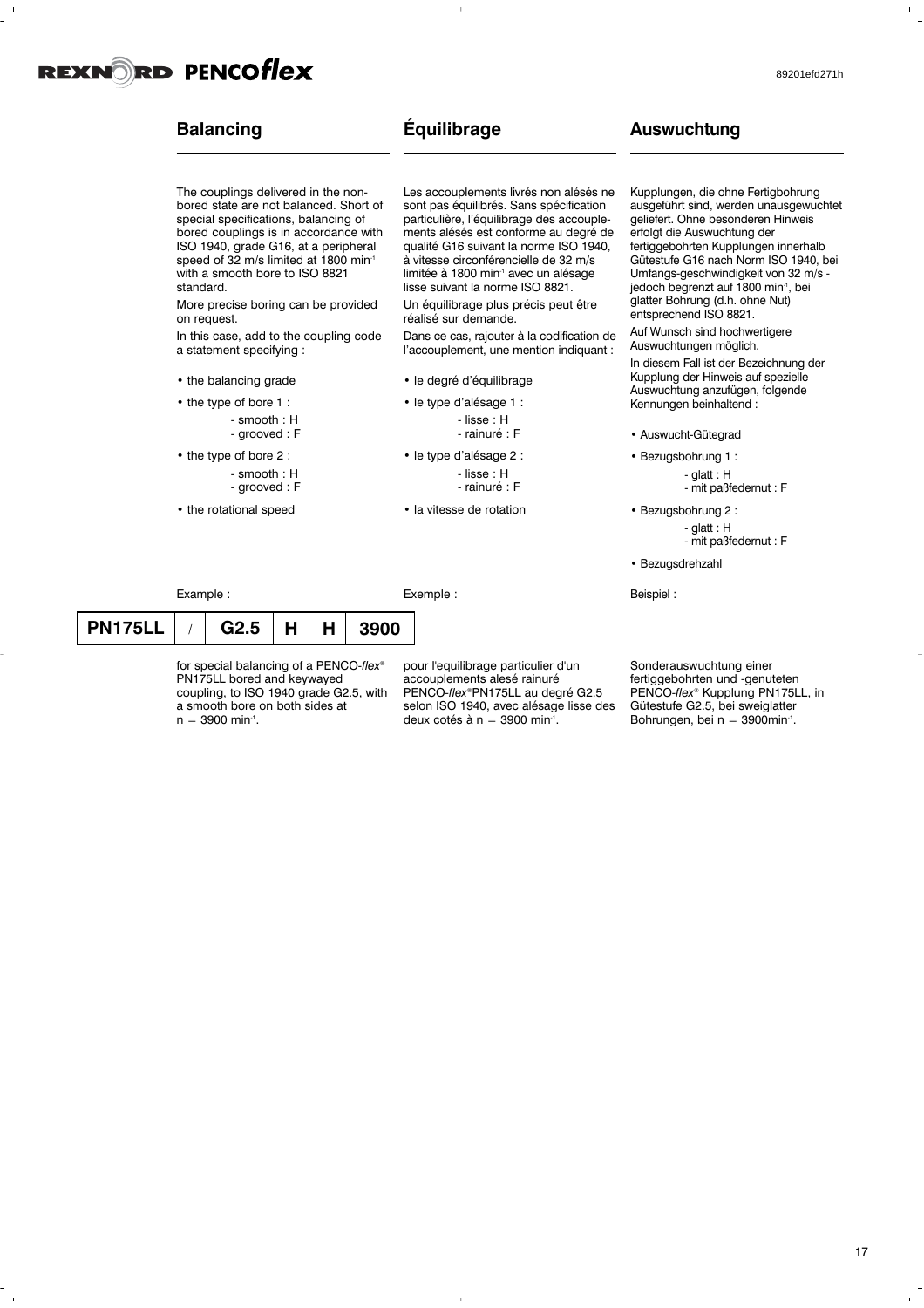## Balancing

The couplings delivered in the non-bored state are not balanced. Short of special specifications, balancing of bored couplings is in accordance with ISO 1940, grade G16, at a peripheral speed of 32 m/s limited at 1800 min$^{-1}$ with a smooth bore to ISO 8821 standard.

More precise boring can be provided on request.

In this case, add to the coupling code a statement specifying :

- the balancing grade
- the type of bore 1 :
  - smooth : H
  - grooved : F
- the type of bore 2 :
  - smooth : H
  - grooved : F
- the rotational speed

Example :

| PN175LL | / | G2.5 | H | H | 3900 |
|---|---|---|---|---|---|

for special balancing of a PENCO-*flex*® PN175LL bored and keywayed coupling, to ISO 1940 grade G2.5, with a smooth bore on both sides at n = 3900 min$^{-1}$.

## Équilibrage

Les accouplements livrés non alésés ne sont pas équilibrés. Sans spécification particulière, l'équilibrage des accouplements alésés est conforme au degré de qualité G16 suivant la norme ISO 1940, à vitesse circonférencielle de 32 m/s limitée à 1800 min$^{-1}$ avec un alésage lisse suivant la norme ISO 8821.

Un équilibrage plus précis peut être réalisé sur demande.

Dans ce cas, rajouter à la codification de l'accouplement, une mention indiquant :

- le degré d'équilibrage
- le type d'alésage 1 :
  - lisse : H
  - rainuré : F
- le type d'alésage 2 :
  - lisse : H
  - rainuré : F
- la vitesse de rotation

Exemple :

pour l'equilibrage particulier d'un accouplements alesé rainuré PENCO-*flex*®PN175LL au degré G2.5 selon ISO 1940, avec alésage lisse des deux cotés à n = 3900 min$^{-1}$.

## Auswuchtung

Kupplungen, die ohne Fertigbohrung ausgeführt sind, werden unausgewuchtet geliefert. Ohne besonderen Hinweis erfolgt die Auswuchtung der fertiggebohrten Kupplungen innerhalb Gütestufe G16 nach Norm ISO 1940, bei Umfangs-geschwindigkeit von 32 m/s - jedoch begrenzt auf 1800 min$^{-1}$, bei glatter Bohrung (d.h. ohne Nut) entsprechend ISO 8821.

Auf Wunsch sind hochwertigere Auswuchtungen möglich.

In diesem Fall ist der Bezeichnung der Kupplung der Hinweis auf spezielle Auswuchtung anzufügen, folgende Kennungen beinhaltend :

- Auswucht-Gütegrad
- Bezugsbohrung 1 :
  - glatt : H
  - mit paßfedernut : F
- Bezugsbohrung 2 :
  - glatt : H
  - mit paßfedernut : F
- Bezugsdrehzahl

Beispiel :

Sonderauswuchtung einer fertiggebohrten und -genuteten PENCO-*flex*® Kupplung PN175LL, in Gütestufe G2.5, bei sweiglatter Bohrungen, bei n = 3900min$^{-1}$.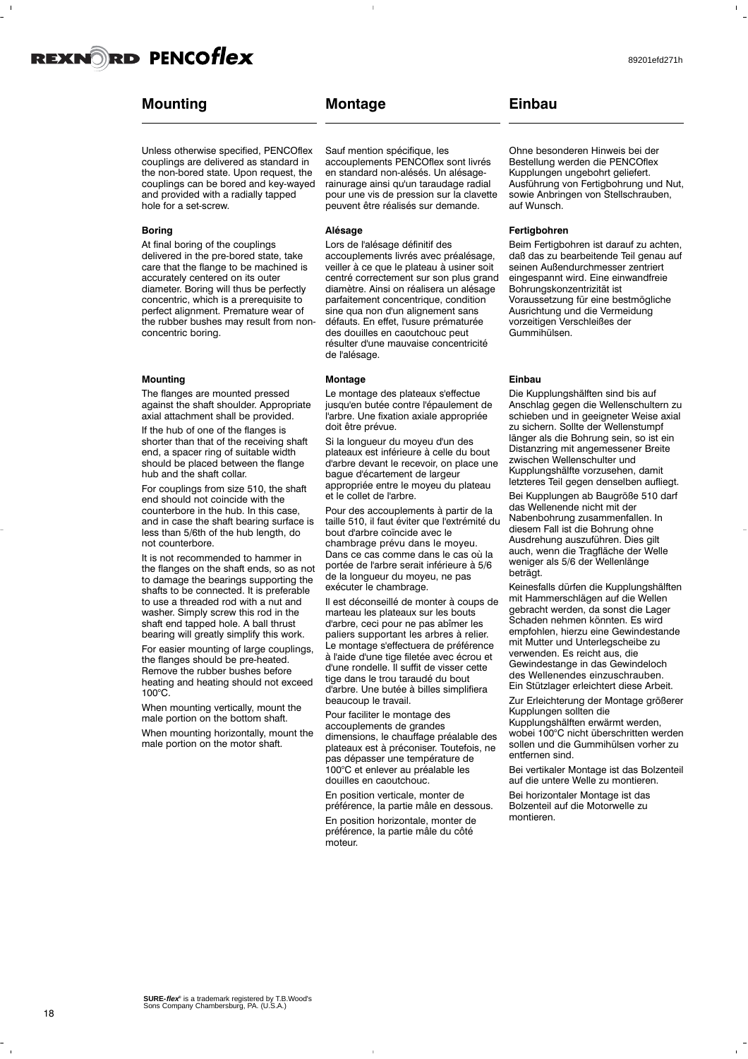## Mounting

Unless otherwise specified, PENCOflex couplings are delivered as standard in the non-bored state. Upon request, the couplings can be bored and key-wayed and provided with a radially tapped hole for a set-screw.

### Boring

At final boring of the couplings delivered in the pre-bored state, take care that the flange to be machined is accurately centered on its outer diameter. Boring will thus be perfectly concentric, which is a prerequisite to perfect alignment. Premature wear of the rubber bushes may result from non-concentric boring.

### Mounting

The flanges are mounted pressed against the shaft shoulder. Appropriate axial attachment shall be provided.

If the hub of one of the flanges is shorter than that of the receiving shaft end, a spacer ring of suitable width should be placed between the flange hub and the shaft collar.

For couplings from size 510, the shaft end should not coincide with the counterbore in the hub. In this case, and in case the shaft bearing surface is less than 5/6th of the hub length, do not counterbore.

It is not recommended to hammer in the flanges on the shaft ends, so as not to damage the bearings supporting the shafts to be connected. It is preferable to use a threaded rod with a nut and washer. Simply screw this rod in the shaft end tapped hole. A ball thrust bearing will greatly simplify this work.

For easier mounting of large couplings, the flanges should be pre-heated. Remove the rubber bushes before heating and heating should not exceed 100°C.

When mounting vertically, mount the male portion on the bottom shaft.

When mounting horizontally, mount the male portion on the motor shaft.

## Montage

Sauf mention spécifique, les accouplements PENCOflex sont livrés en standard non-alésés. Un alésage-rainurage ainsi qu'un taraudage radial pour une vis de pression sur la clavette peuvent être réalisés sur demande.

### Alésage

Lors de l'alésage définitif des accouplements livrés avec préalésage, veiller à ce que le plateau à usiner soit centré correctement sur son plus grand diamètre. Ainsi on réalisera un alésage parfaitement concentrique, condition sine qua non d'un alignement sans défauts. En effet, l'usure prématurée des douilles en caoutchouc peut résulter d'une mauvaise concentricité de l'alésage.

### Montage

Le montage des plateaux s'effectue jusqu'en butée contre l'épaulement de l'arbre. Une fixation axiale appropriée doit être prévue.

Si la longueur du moyeu d'un des plateaux est inférieure à celle du bout d'arbre devant le recevoir, on place une bague d'écartement de largeur appropriée entre le moyeu du plateau et le collet de l'arbre.

Pour des accouplements à partir de la taille 510, il faut éviter que l'extrémité du bout d'arbre coïncide avec le chambrage prévu dans le moyeu. Dans ce cas comme dans le cas où la portée de l'arbre serait inférieure à 5/6 de la longueur du moyeu, ne pas exécuter le chambrage.

Il est déconseillé de monter à coups de marteau les plateaux sur les bouts d'arbre, ceci pour ne pas abîmer les paliers supportant les arbres à relier. Le montage s'effectuera de préférence à l'aide d'une tige filetée avec écrou et d'une rondelle. Il suffit de visser cette tige dans le trou taraudé du bout d'arbre. Une butée à billes simplifiera beaucoup le travail.

Pour faciliter le montage des accouplements de grandes dimensions, le chauffage préalable des plateaux est à préconiser. Toutefois, ne pas dépasser une température de 100°C et enlever au préalable les douilles en caoutchouc.

En position verticale, monter de préférence, la partie mâle en dessous.

En position horizontale, monter de préférence, la partie mâle du côté moteur.

## Einbau

Ohne besonderen Hinweis bei der Bestellung werden die PENCOflex Kupplungen ungebohrt geliefert. Ausführung von Fertigbohrung und Nut, sowie Anbringen von Stellschrauben, auf Wunsch.

### Fertigbohren

Beim Fertigbohren ist darauf zu achten, daß das zu bearbeitende Teil genau auf seinen Außendurchmesser zentriert eingespannt wird. Eine einwandfreie Bohrungskonzentrizität ist Voraussetzung für eine bestmögliche Ausrichtung und die Vermeidung vorzeitigen Verschleißes der Gummihülsen.

### Einbau

Die Kupplungshälften sind bis auf Anschlag gegen die Wellenschultern zu schieben und in geeigneter Weise axial zu sichern. Sollte der Wellenstumpf länger als die Bohrung sein, so ist ein Distanzring mit angemessener Breite zwischen Wellenschulter und Kupplungshälfte vorzusehen, damit letzteres Teil gegen denselben aufliegt.

Bei Kupplungen ab Baugröße 510 darf das Wellenende nicht mit der Nabenbohrung zusammenfallen. In diesem Fall ist die Bohrung ohne Ausdrehung auszuführen. Dies gilt auch, wenn die Tragfläche der Welle weniger als 5/6 der Wellenlänge beträgt.

Keinesfalls dürfen die Kupplungshälften mit Hammerschlägen auf die Wellen gebracht werden, da sonst die Lager Schaden nehmen könnten. Es wird empfohlen, hierzu eine Gewindestande mit Mutter und Unterlegscheibe zu verwenden. Es reicht aus, die Gewindestange in das Gewindeloch des Wellenendes einzuschrauben. Ein Stützlager erleichtert diese Arbeit.

Zur Erleichterung der Montage größerer Kupplungen sollten die Kupplungshälften erwärmt werden, wobei 100°C nicht überschritten werden sollen und die Gummihülsen vorher zu entfernen sind.

Bei vertikaler Montage ist das Bolzenteil auf die untere Welle zu montieren.

Bei horizontaler Montage ist das Bolzenteil auf die Motorwelle zu montieren.

**SURE-*flex*®** is a trademark registered by T.B.Wood's Sons Company Chambersburg, PA. (U.S.A.)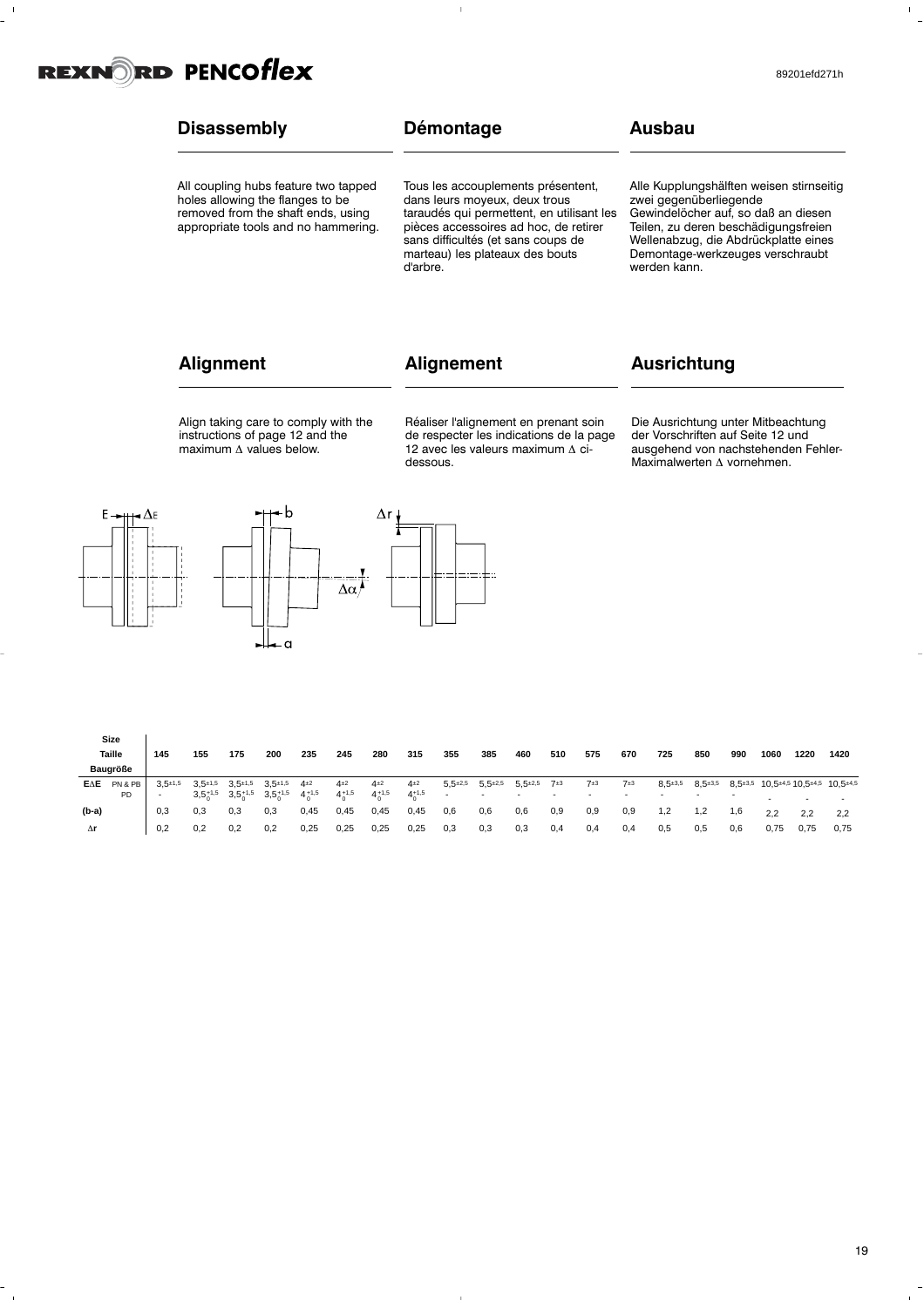## Disassembly

All coupling hubs feature two tapped holes allowing the flanges to be removed from the shaft ends, using appropriate tools and no hammering.

## Démontage

Tous les accouplements présentent, dans leurs moyeux, deux trous taraudés qui permettent, en utilisant les pièces accessoires ad hoc, de retirer sans difficultés (et sans coups de marteau) les plateaux des bouts d'arbre.

## Ausbau

Alle Kupplungshälften weisen stirnseitig zwei gegenüberliegende Gewindelöcher auf, so daß an diesen Teilen, zu deren beschädigungsfreien Wellenabzug, die Abdrückplatte eines Demontage-werkzeuges verschraubt werden kann.

## Alignment

Align taking care to comply with the instructions of page 12 and the maximum Δ values below.

## Alignement

Réaliser l'alignement en prenant soin de respecter les indications de la page 12 avec les valeurs maximum Δ ci-dessous.

## Ausrichtung

Die Ausrichtung unter Mitbeachtung der Vorschriften auf Seite 12 und ausgehend von nachstehenden Fehler-Maximalwerten Δ vornehmen.

| Size / Taille / Baugröße | | 145 | 155 | 175 | 200 | 235 | 245 | 280 | 315 | 355 | 385 | 460 | 510 | 575 | 670 | 725 | 850 | 990 | 1060 | 1220 | 1420 |
|---|---|---|---|---|---|---|---|---|---|---|---|---|---|---|---|---|---|---|---|---|---|
| EΔE | PN & PB | $3{,}5^{\pm1{,}5}$ | $3{,}5^{\pm1{,}5}$ | $3{,}5^{\pm1{,}5}$ | $3{,}5^{\pm1{,}5}$ | $4^{\pm2}$ | $4^{\pm2}$ | $4^{\pm2}$ | $4^{\pm2}$ | $5{,}5^{\pm2{,}5}$ | $5{,}5^{\pm2{,}5}$ | $5{,}5^{\pm2{,}5}$ | $7^{\pm3}$ | $7^{\pm3}$ | $7^{\pm3}$ | $8{,}5^{\pm3{,}5}$ | $8{,}5^{\pm3{,}5}$ | $8{,}5^{\pm3{,}5}$ | $10{,}5^{\pm4{,}5}$ | $10{,}5^{\pm4{,}5}$ | $10{,}5^{\pm4{,}5}$ |
| | PD | - | $3{,}5_{0}^{+1{,}5}$ | $3{,}5_{0}^{+1{,}5}$ | $3{,}5_{0}^{+1{,}5}$ | $4_{0}^{+1{,}5}$ | $4_{0}^{+1{,}5}$ | $4_{0}^{+1{,}5}$ | $4_{0}^{+1{,}5}$ | - | - | - | - | - | - | - | - | - | - | - | - |
| (b-a) | | 0,3 | 0,3 | 0,3 | 0,3 | 0,45 | 0,45 | 0,45 | 0,45 | 0,6 | 0,6 | 0,6 | 0,9 | 0,9 | 0,9 | 1,2 | 1,2 | 1,6 | 2,2 | 2,2 | 2,2 |
| Δr | | 0,2 | 0,2 | 0,2 | 0,2 | 0,25 | 0,25 | 0,25 | 0,25 | 0,3 | 0,3 | 0,3 | 0,4 | 0,4 | 0,4 | 0,5 | 0,5 | 0,6 | 0,75 | 0,75 | 0,75 |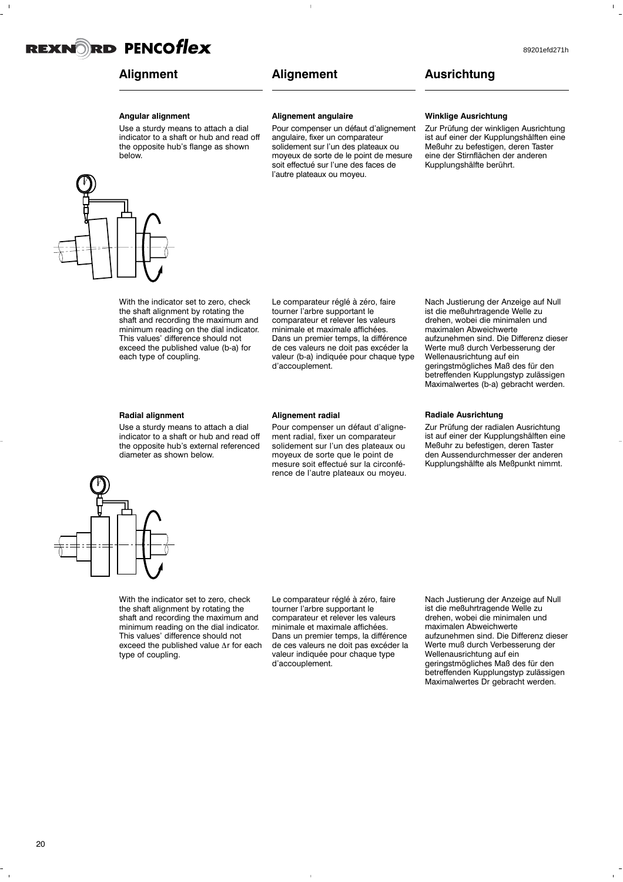## Alignment

### Angular alignment

Use a sturdy means to attach a dial indicator to a shaft or hub and read off the opposite hub's flange as shown below.

With the indicator set to zero, check the shaft alignment by rotating the shaft and recording the maximum and minimum reading on the dial indicator. This values' difference should not exceed the published value (b-a) for each type of coupling.

### Radial alignment

Use a sturdy means to attach a dial indicator to a shaft or hub and read off the opposite hub's external referenced diameter as shown below.

With the indicator set to zero, check the shaft alignment by rotating the shaft and recording the maximum and minimum reading on the dial indicator. This values' difference should not exceed the published value $\Delta r$ for each type of coupling.

## Alignement

### Alignement angulaire

Pour compenser un défaut d'alignement angulaire, fixer un comparateur solidement sur l'un des plateaux ou moyeux de sorte de le point de mesure soit effectué sur l'une des faces de l'autre plateaux ou moyeu.

Le comparateur réglé à zéro, faire tourner l'arbre supportant le comparateur et relever les valeurs minimale et maximale affichées. Dans un premier temps, la différence de ces valeurs ne doit pas excéder la valeur (b-a) indiquée pour chaque type d'accouplement.

### Alignement radial

Pour compenser un défaut d'alignement radial, fixer un comparateur solidement sur l'un des plateaux ou moyeux de sorte que le point de mesure soit effectué sur la circonférence de l'autre plateaux ou moyeu.

Le comparateur réglé à zéro, faire tourner l'arbre supportant le comparateur et relever les valeurs minimale et maximale affichées. Dans un premier temps, la différence de ces valeurs ne doit pas excéder la valeur indiquée pour chaque type d'accouplement.

## Ausrichtung

### Winklige Ausrichtung

Zur Prüfung der winkligen Ausrichtung ist auf einer der Kupplungshälften eine Meßuhr zu befestigen, deren Taster eine der Stirnflächen der anderen Kupplungshälfte berührt.

Nach Justierung der Anzeige auf Null ist die meßuhrtragende Welle zu drehen, wobei die minimalen und maximalen Abweichwerte aufzunehmen sind. Die Differenz dieser Werte muß durch Verbesserung der Wellenausrichtung auf ein geringstmögliches Maß des für den betreffenden Kupplungstyp zulässigen Maximalwertes (b-a) gebracht werden.

### Radiale Ausrichtung

Zur Prüfung der radialen Ausrichtung ist auf einer der Kupplungshälften eine Meßuhr zu befestigen, deren Taster den Aussendurchmesser der anderen Kupplungshälfte als Meßpunkt nimmt.

Nach Justierung der Anzeige auf Null ist die meßuhrtragende Welle zu drehen, wobei die minimalen und maximalen Abweichwerte aufzunehmen sind. Die Differenz dieser Werte muß durch Verbesserung der Wellenausrichtung auf ein geringstmögliches Maß des für den betreffenden Kupplungstyp zulässigen Maximalwertes Dr gebracht werden.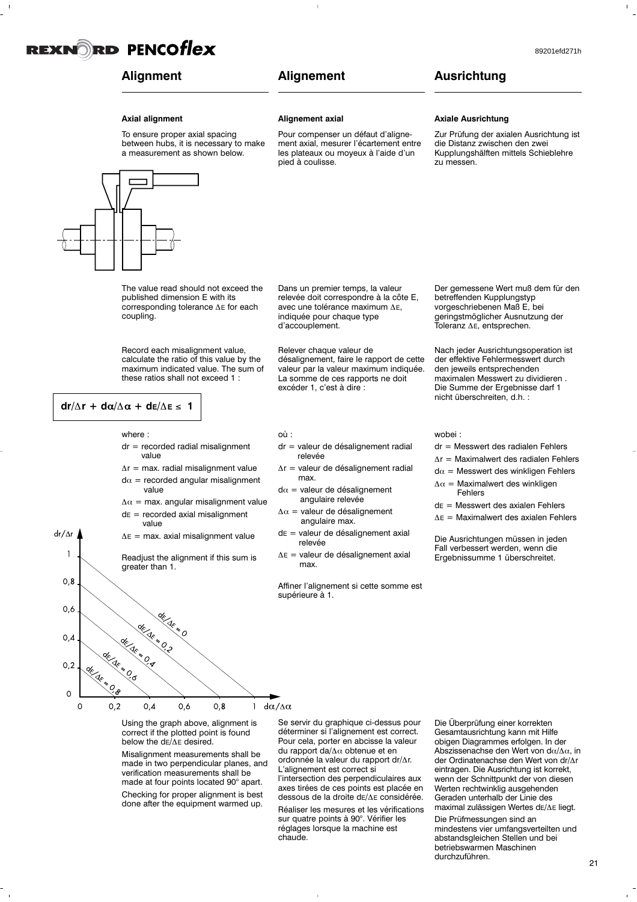# Alignment

## Axial alignment

To ensure proper axial spacing between hubs, it is necessary to make a measurement as shown below.

The value read should not exceed the published dimension E with its corresponding tolerance $\Delta E$ for each coupling.

Record each misalignment value, calculate the ratio of this value by the maximum indicated value. The sum of these ratios shall not exceed 1 :

$$dr/\Delta r + d\alpha/\Delta\alpha + dE/\Delta E \leq 1$$

where :

- $dr$ = recorded radial misalignment value
- $\Delta r$ = max. radial misalignment value
- $d\alpha$ = recorded angular misalignment value
- $\Delta\alpha$ = max. angular misalignment value
- $dE$ = recorded axial misalignment value
- $\Delta E$ = max. axial misalignment value

Readjust the alignment if this sum is greater than 1.

Using the graph above, alignment is correct if the plotted point is found below the $dE/\Delta E$ desired.

Misalignment measurements shall be made in two perpendicular planes, and verification measurements shall be made at four points located 90° apart.

Checking for proper alignment is best done after the equipment warmed up.

# Alignement

## Alignement axial

Pour compenser un défaut d'alignement axial, mesurer l'écartement entre les plateaux ou moyeux à l'aide d'un pied à coulisse.

Dans un premier temps, la valeur relevée doit correspondre à la cote E, avec une tolérance maximum $\Delta E$, indiquée pour chaque type d'accouplement.

Relever chaque valeur de désalignement, faire le rapport de cette valeur par la valeur maximum indiquée. La somme de ces rapports ne doit excéder 1, c'est à dire :

où :

- $dr$ = valeur de désalignement radial relevée
- $\Delta r$ = valeur de désalignement radial max.
- $d\alpha$ = valeur de désalignement angulaire relevée
- $\Delta\alpha$ = valeur de désalignement angulaire max.
- $dE$ = valeur de désalignement axial relevée
- $\Delta E$ = valeur de désalignement axial max.

Affiner l'alignement si cette somme est supérieure à 1.

Se servir du graphique ci-dessus pour déterminer si l'alignement est correct. Pour cela, porter en abcisse la valeur du rapport $da/\Delta\alpha$ obtenue et en ordonnée la valeur du rapport $dr/\Delta r$. L'alignement est correct si l'intersection des perpendiculaires aux axes tirées de ces points est placée en dessous de la droite $dE/\Delta E$ considérée.

Réaliser les mesures et les vérifications sur quatre points à 90°. Vérifier les réglages lorsque la machine est chaude.

# Ausrichtung

## Axiale Ausrichtung

Zur Prüfung der axialen Ausrichtung ist die Distanz zwischen den zwei Kupplungshälften mittels Schieblehre zu messen.

Der gemessene Wert muß dem für den betreffenden Kupplungstyp vorgeschriebenen Maß E, bei geringstmöglicher Ausnutzung der Toleranz $\Delta E$, entsprechen.

Nach jeder Ausrichtungsoperation ist der effektive Fehlermesswert durch den jeweils entsprechenden maximalen Messwert zu dividieren . Die Summe der Ergebnisse darf 1 nicht überschreiten, d.h. :

wobei :

- $dr$ = Messwert des radialen Fehlers
- $\Delta r$ = Maximalwert des radialen Fehlers
- $d\alpha$ = Messwert des winkligen Fehlers
- $\Delta\alpha$ = Maximalwert des winkligen Fehlers
- $dE$ = Messwert des axialen Fehlers
- $\Delta E$ = Maximalwert des axialen Fehlers

Die Ausrichtungen müssen in jeden Fall verbessert werden, wenn die Ergebnissumme 1 überschreitet.

Die Überprüfung einer korrekten Gesamtausrichtung kann mit Hilfe obigen Diagrammes erfolgen. In der Abszissenachse den Wert von $d\alpha/\Delta\alpha$, in der Ordinatenachse den Wert von $dr/\Delta r$ eintragen. Die Ausrichtung ist korrekt, wenn der Schnittpunkt der von diesen Werten rechtwinklig ausgehenden Geraden unterhalb der Linie des maximal zulässigen Wertes $dE/\Delta E$ liegt.

Die Prüfmessungen sind an mindestens vier umfangsverteilten und abstandsgleichen Stellen und bei betriebswarmen Maschinen durchzuführen.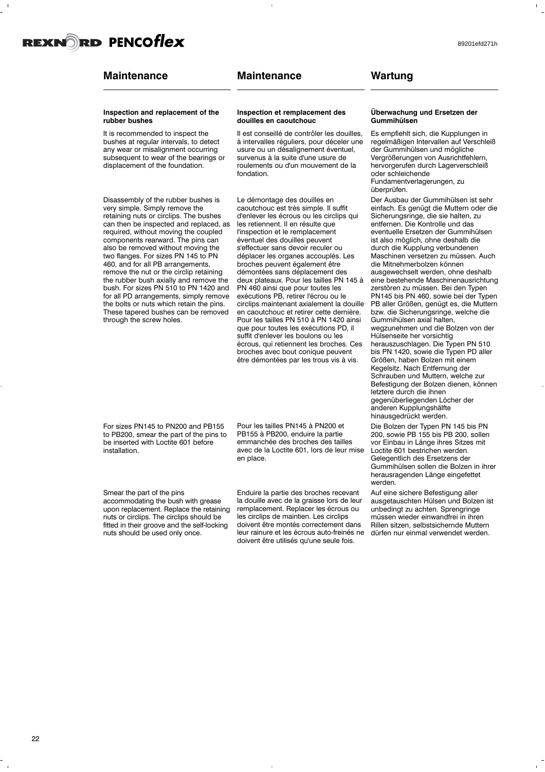## Maintenance

### Inspection and replacement of the rubber bushes

It is recommended to inspect the bushes at regular intervals, to detect any wear or misalignment occurring subsequent to wear of the bearings or displacement of the foundation.

Disassembly of the rubber bushes is very simple. Simply remove the retaining nuts or circlips. The bushes can then be inspected and replaced, as required, without moving the coupled components rearward. The pins can also be removed without moving the two flanges. For sizes PN 145 to PN 460, and for all PB arrangements, remove the nut or the circlip retaining the rubber bush axially and remove the bush. For sizes PN 510 to PN 1420 and for all PD arrangements, simply remove the bolts or nuts which retain the pins. These tapered bushes can be removed through the screw holes.

For sizes PN145 to PN200 and PB155 to PB200, smear the part of the pins to be inserted with Loctite 601 before installation.

Smear the part of the pins accommodating the bush with grease upon replacement. Replace the retaining nuts or circlips. The circlips should be fitted in their groove and the self-locking nuts should be used only once.

## Maintenance

### Inspection et remplacement des douilles en caoutchouc

Il est conseillé de contrôler les douilles, à intervalles réguliers, pour déceler une usure ou un désalignement éventuel, survenus à la suite d'une usure de roulements ou d'un mouvement de la fondation.

Le démontage des douilles en caoutchouc est très simple. Il suffit d'enlever les écrous ou les circlips qui les retiennent. Il en résulte que l'inspection et le remplacement éventuel des douilles peuvent s'effectuer sans devoir reculer ou déplacer les organes accouplés. Les broches peuvent également être démontées sans déplacement des deux plateaux. Pour les tailles PN 145 à PN 460 ainsi que pour toutes les exécutions PB, retirer l'écrou ou le circlips maintenant axialement la douille en caoutchouc et retirer cette dernière. Pour les tailles PN 510 à PN 1420 ainsi que pour toutes les exécutions PD, il suffit d'enlever les boulons ou les écrous, qui retiennent les broches. Ces broches avec bout conique peuvent être démontées par les trous vis à vis.

Pour les tailles PN145 à PN200 et PB155 à PB200, enduire la partie emmanchée des broches des tailles avec de la Loctite 601, lors de leur mise en place.

Enduire la partie des broches recevant la douille avec de la graisse lors de leur remplacement. Replacer les écrous ou les circlips de maintien. Les circlips doivent être montés correctement dans leur rainure et les écrous auto-freinés ne doivent être utilisés qu'une seule fois.

## Wartung

### Überwachung und Ersetzen der Gummihülsen

Es empfiehlt sich, die Kupplungen in regelmäßigen Intervallen auf Verschleiß der Gummihülsen und mögliche Vergrößerungen von Ausrichtfehlern, hervorgerufen durch Lagerverschleiß oder schleichende Fundamentverlagerungen, zu überprüfen.

Der Ausbau der Gummihülsen ist sehr einfach. Es genügt die Muttern oder die Sicherungsringe, die sie halten, zu entfernen. Die Kontrolle und das eventuelle Ersetzen der Gummihülsen ist also möglich, ohne deshalb die durch die Kupplung verbundenen Maschinen versetzen zu müssen. Auch die Mitnehmerbolzen können ausgewechselt werden, ohne deshalb eine bestehende Maschinenausrichtung zerstören zu müssen. Bei den Typen PN145 bis PN 460, sowie bei der Typen PB aller Größen, genügt es, die Muttern bzw. die Sicherungsringe, welche die Gummihülsen axial halten, wegzunehmen und die Bolzen von der Hülsenseite her vorsichtig herauszuschlagen. Die Typen PN 510 bis PN 1420, sowie die Typen PD aller Größen, haben Bolzen mit einem Kegelsitz. Nach Entfernung der Schrauben und Muttern, welche zur Befestigung der Bolzen dienen, können letztere durch die ihnen gegenüberliegenden Löcher der anderen Kupplungshälfte hinausgedrückt werden.

Die Bolzen der Typen PN 145 bis PN 200, sowie PB 155 bis PB 200, sollen vor Einbau in Länge ihres Sitzes mit Loctite 601 bestrichen werden. Gelegentlich des Ersetzens der Gummihülsen sollen die Bolzen in ihrer herausragenden Länge eingefettet werden.

Auf eine sichere Befestigung aller ausgetauschten Hülsen und Bolzen ist unbedingt zu achten. Sprengringe müssen wieder einwandfrei in ihren Rillen sitzen, selbstsichernde Muttern dürfen nur einmal verwendet werden.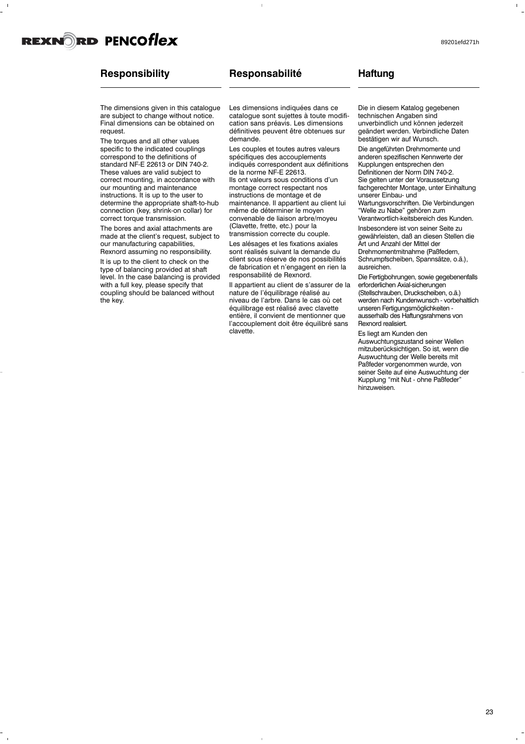## Responsibility

The dimensions given in this catalogue are subject to change without notice. Final dimensions can be obtained on request.

The torques and all other values specific to the indicated couplings correspond to the definitions of standard NF-E 22613 or DIN 740-2. These values are valid subject to correct mounting, in accordance with our mounting and maintenance instructions. It is up to the user to determine the appropriate shaft-to-hub connection (key, shrink-on collar) for correct torque transmission.

The bores and axial attachments are made at the client's request, subject to our manufacturing capabilities, Rexnord assuming no responsibility.

It is up to the client to check on the type of balancing provided at shaft level. In the case balancing is provided with a full key, please specify that coupling should be balanced without the key.

## Responsabilité

Les dimensions indiquées dans ce catalogue sont sujettes à toute modification sans préavis. Les dimensions définitives peuvent être obtenues sur demande.

Les couples et toutes autres valeurs spécifiques des accouplements indiqués correspondent aux définitions de la norme NF-E 22613.
Ils ont valeurs sous conditions d'un montage correct respectant nos instructions de montage et de maintenance. Il appartient au client lui même de déterminer le moyen convenable de liaison arbre/moyeu (Clavette, frette, etc.) pour la transmission correcte du couple.

Les alésages et les fixations axiales sont réalisés suivant la demande du client sous réserve de nos possibilités de fabrication et n'engagent en rien la responsabilité de Rexnord.

Il appartient au client de s'assurer de la nature de l'équilibrage réalisé au niveau de l'arbre. Dans le cas où cet équilibrage est réalisé avec clavette entière, il convient de mentionner que l'accouplement doit être équilibré sans clavette.

## Haftung

Die in diesem Katalog gegebenen technischen Angaben sind unverbindlich und können jederzeit geändert werden. Verbindliche Daten bestätigen wir auf Wunsch.

Die angeführten Drehmomente und anderen spezifischen Kennwerte der Kupplungen entsprechen den Definitionen der Norm DIN 740-2.
Sie gelten unter der Voraussetzung fachgerechter Montage, unter Einhaltung unserer Einbau- und Wartungsvorschriften. Die Verbindungen "Welle zu Nabe" gehören zum Verantwortlich-keitsbereich des Kunden.

Insbesondere ist von seiner Seite zu gewährleisten, daß an diesen Stellen die Art und Anzahl der Mittel der Drehmomentmitnahme (Paßfedern, Schrumpfscheiben, Spannsätze, o.ä.), ausreichen.

Die Fertigbohrungen, sowie gegebenenfalls erforderlichen Axial-sicherungen (Stellschrauben, Druckscheiben, o.ä.) werden nach Kundenwunsch - vorbehaltlich unseren Fertigungsmöglichkeiten - ausserhalb des Haftungsrahmens von Rexnord realisiert.

Es liegt am Kunden den Auswuchtungszustand seiner Wellen mitzuberücksichtigen. So ist, wenn die Auswuchtung der Welle bereits mit Paßfeder vorgenommen wurde, von seiner Seite auf eine Auswuchtung der Kupplung "mit Nut - ohne Paßfeder" hinzuweisen.